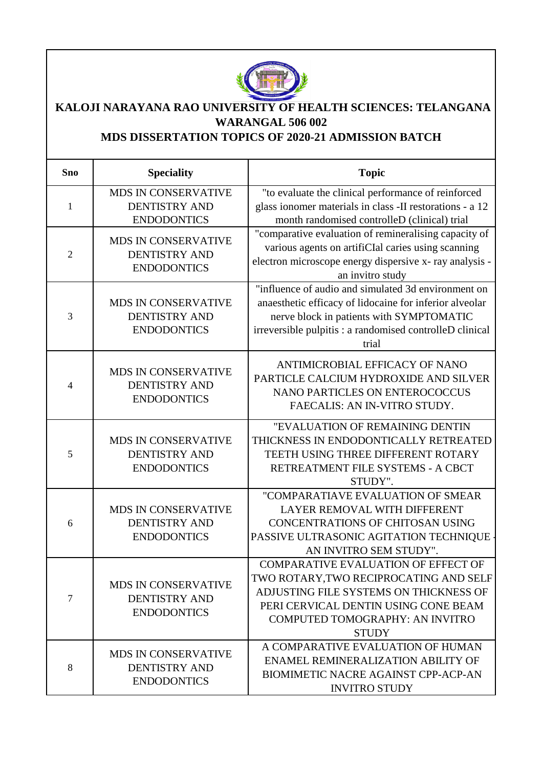# KALOJI NARAYANA RAO UNIVERSITY OF HEALTH SCIENCES: TELANGANA
## WARANGAL 506 002
## MDS DISSERTATION TOPICS OF 2020-21 ADMISSION BATCH

| Sno | Speciality | Topic |
|---|---|---|
| 1 | MDS IN CONSERVATIVE DENTISTRY AND ENDODONTICS | "to evaluate the clinical performance of reinforced glass ionomer materials in class -II restorations - a 12 month randomised controlleD (clinical) trial |
| 2 | MDS IN CONSERVATIVE DENTISTRY AND ENDODONTICS | "comparative evaluation of remineralising capacity of various agents on artifiCIal caries using scanning electron microscope energy dispersive x- ray analysis - an invitro study |
| 3 | MDS IN CONSERVATIVE DENTISTRY AND ENDODONTICS | "influence of audio and simulated 3d environment on anaesthetic efficacy of lidocaine for inferior alveolar nerve block in patients with SYMPTOMATIC irreversible pulpitis : a randomised controlleD clinical trial |
| 4 | MDS IN CONSERVATIVE DENTISTRY AND ENDODONTICS | ANTIMICROBIAL EFFICACY OF NANO PARTICLE CALCIUM HYDROXIDE AND SILVER NANO PARTICLES ON ENTEROCOCCUS FAECALIS: AN IN-VITRO STUDY. |
| 5 | MDS IN CONSERVATIVE DENTISTRY AND ENDODONTICS | "EVALUATION OF REMAINING DENTIN THICKNESS IN ENDODONTICALLY RETREATED TEETH USING THREE DIFFERENT ROTARY RETREATMENT FILE SYSTEMS - A CBCT STUDY". |
| 6 | MDS IN CONSERVATIVE DENTISTRY AND ENDODONTICS | "COMPARATIAVE EVALUATION OF SMEAR LAYER REMOVAL WITH DIFFERENT CONCENTRATIONS OF CHITOSAN USING PASSIVE ULTRASONIC AGITATION TECHNIQUE - AN INVITRO SEM STUDY". |
| 7 | MDS IN CONSERVATIVE DENTISTRY AND ENDODONTICS | COMPARATIVE EVALUATION OF EFFECT OF TWO ROTARY,TWO RECIPROCATING AND SELF ADJUSTING FILE SYSTEMS ON THICKNESS OF PERI CERVICAL DENTIN USING CONE BEAM COMPUTED TOMOGRAPHY: AN INVITRO STUDY |
| 8 | MDS IN CONSERVATIVE DENTISTRY AND ENDODONTICS | A COMPARATIVE EVALUATION OF HUMAN ENAMEL REMINERALIZATION ABILITY OF BIOMIMETIC NACRE AGAINST CPP-ACP-AN INVITRO STUDY |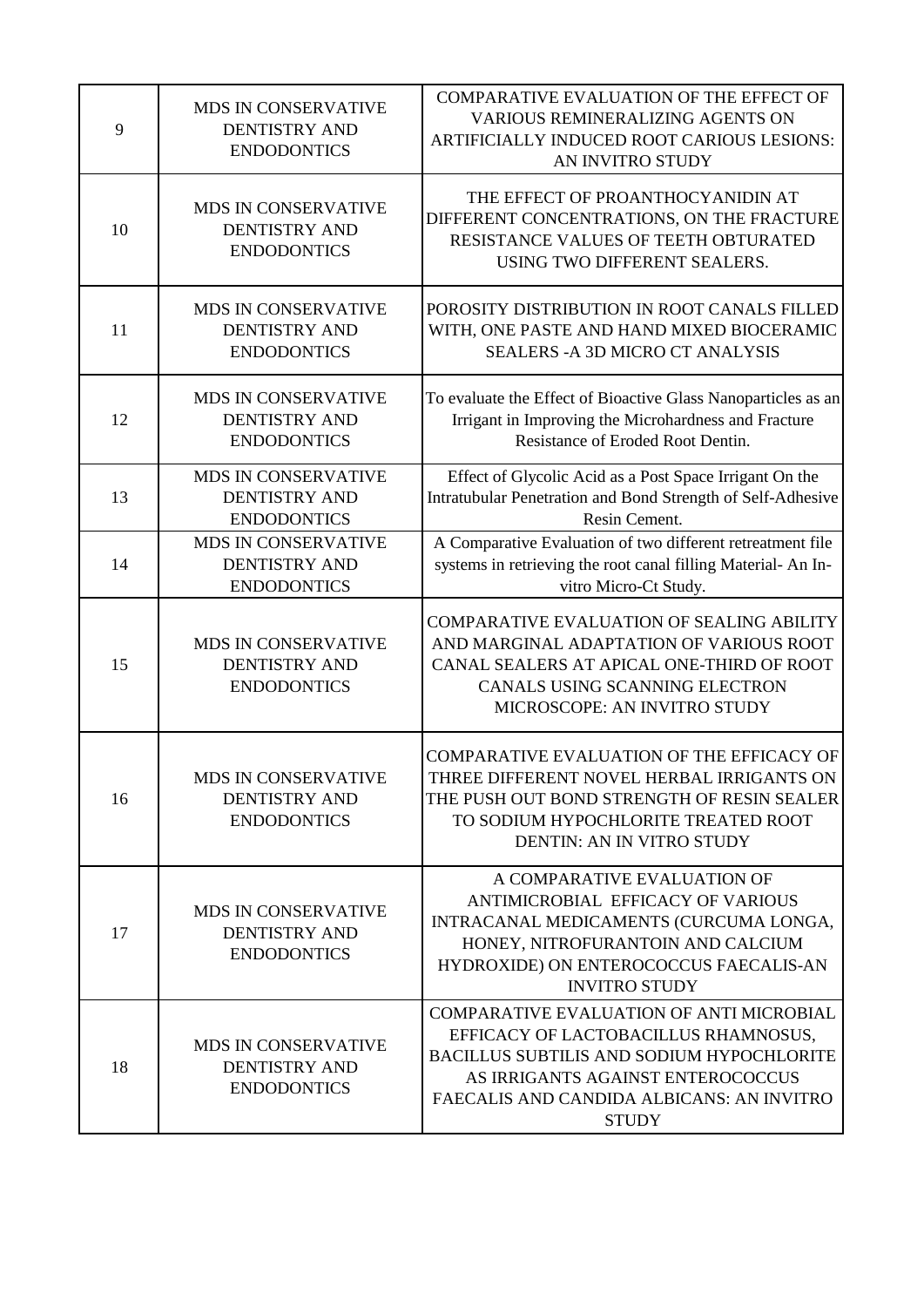| | | |
|---|---|---|
| 9 | MDS IN CONSERVATIVE DENTISTRY AND ENDODONTICS | COMPARATIVE EVALUATION OF THE EFFECT OF VARIOUS REMINERALIZING AGENTS ON ARTIFICIALLY INDUCED ROOT CARIOUS LESIONS: AN INVITRO STUDY |
| 10 | MDS IN CONSERVATIVE DENTISTRY AND ENDODONTICS | THE EFFECT OF PROANTHOCYANIDIN AT DIFFERENT CONCENTRATIONS, ON THE FRACTURE RESISTANCE VALUES OF TEETH OBTURATED USING TWO DIFFERENT SEALERS. |
| 11 | MDS IN CONSERVATIVE DENTISTRY AND ENDODONTICS | POROSITY DISTRIBUTION IN ROOT CANALS FILLED WITH, ONE PASTE AND HAND MIXED BIOCERAMIC SEALERS -A 3D MICRO CT ANALYSIS |
| 12 | MDS IN CONSERVATIVE DENTISTRY AND ENDODONTICS | To evaluate the Effect of Bioactive Glass Nanoparticles as an Irrigant in Improving the Microhardness and Fracture Resistance of Eroded Root Dentin. |
| 13 | MDS IN CONSERVATIVE DENTISTRY AND ENDODONTICS | Effect of Glycolic Acid as a Post Space Irrigant On the Intratubular Penetration and Bond Strength of Self-Adhesive Resin Cement. |
| 14 | MDS IN CONSERVATIVE DENTISTRY AND ENDODONTICS | A Comparative Evaluation of two different retreatment file systems in retrieving the root canal filling Material- An In-vitro Micro-Ct Study. |
| 15 | MDS IN CONSERVATIVE DENTISTRY AND ENDODONTICS | COMPARATIVE EVALUATION OF SEALING ABILITY AND MARGINAL ADAPTATION OF VARIOUS ROOT CANAL SEALERS AT APICAL ONE-THIRD OF ROOT CANALS USING SCANNING ELECTRON MICROSCOPE: AN INVITRO STUDY |
| 16 | MDS IN CONSERVATIVE DENTISTRY AND ENDODONTICS | COMPARATIVE EVALUATION OF THE EFFICACY OF THREE DIFFERENT NOVEL HERBAL IRRIGANTS ON THE PUSH OUT BOND STRENGTH OF RESIN SEALER TO SODIUM HYPOCHLORITE TREATED ROOT DENTIN: AN IN VITRO STUDY |
| 17 | MDS IN CONSERVATIVE DENTISTRY AND ENDODONTICS | A COMPARATIVE EVALUATION OF ANTIMICROBIAL EFFICACY OF VARIOUS INTRACANAL MEDICAMENTS (CURCUMA LONGA, HONEY, NITROFURANTOIN AND CALCIUM HYDROXIDE) ON ENTEROCOCCUS FAECALIS-AN INVITRO STUDY |
| 18 | MDS IN CONSERVATIVE DENTISTRY AND ENDODONTICS | COMPARATIVE EVALUATION OF ANTI MICROBIAL EFFICACY OF LACTOBACILLUS RHAMNOSUS, BACILLUS SUBTILIS AND SODIUM HYPOCHLORITE AS IRRIGANTS AGAINST ENTEROCOCCUS FAECALIS AND CANDIDA ALBICANS: AN INVITRO STUDY |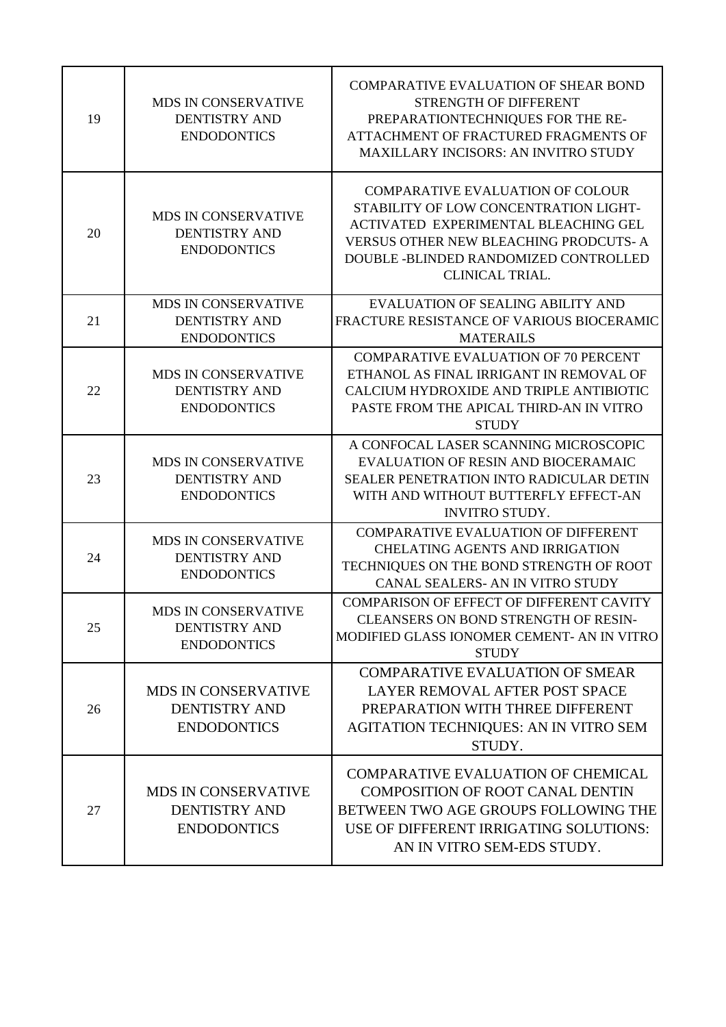| | | |
|---|---|---|
| 19 | MDS IN CONSERVATIVE DENTISTRY AND ENDODONTICS | COMPARATIVE EVALUATION OF SHEAR BOND STRENGTH OF DIFFERENT PREPARATIONTECHNIQUES FOR THE RE-ATTACHMENT OF FRACTURED FRAGMENTS OF MAXILLARY INCISORS: AN INVITRO STUDY |
| 20 | MDS IN CONSERVATIVE DENTISTRY AND ENDODONTICS | COMPARATIVE EVALUATION OF COLOUR STABILITY OF LOW CONCENTRATION LIGHT-ACTIVATED EXPERIMENTAL BLEACHING GEL VERSUS OTHER NEW BLEACHING PRODCUTS- A DOUBLE -BLINDED RANDOMIZED CONTROLLED CLINICAL TRIAL. |
| 21 | MDS IN CONSERVATIVE DENTISTRY AND ENDODONTICS | EVALUATION OF SEALING ABILITY AND FRACTURE RESISTANCE OF VARIOUS BIOCERAMIC MATERAILS |
| 22 | MDS IN CONSERVATIVE DENTISTRY AND ENDODONTICS | COMPARATIVE EVALUATION OF 70 PERCENT ETHANOL AS FINAL IRRIGANT IN REMOVAL OF CALCIUM HYDROXIDE AND TRIPLE ANTIBIOTIC PASTE FROM THE APICAL THIRD-AN IN VITRO STUDY |
| 23 | MDS IN CONSERVATIVE DENTISTRY AND ENDODONTICS | A CONFOCAL LASER SCANNING MICROSCOPIC EVALUATION OF RESIN AND BIOCERAMAIC SEALER PENETRATION INTO RADICULAR DETIN WITH AND WITHOUT BUTTERFLY EFFECT-AN INVITRO STUDY. |
| 24 | MDS IN CONSERVATIVE DENTISTRY AND ENDODONTICS | COMPARATIVE EVALUATION OF DIFFERENT CHELATING AGENTS AND IRRIGATION TECHNIQUES ON THE BOND STRENGTH OF ROOT CANAL SEALERS- AN IN VITRO STUDY |
| 25 | MDS IN CONSERVATIVE DENTISTRY AND ENDODONTICS | COMPARISON OF EFFECT OF DIFFERENT CAVITY CLEANSERS ON BOND STRENGTH OF RESIN-MODIFIED GLASS IONOMER CEMENT- AN IN VITRO STUDY |
| 26 | MDS IN CONSERVATIVE DENTISTRY AND ENDODONTICS | COMPARATIVE EVALUATION OF SMEAR LAYER REMOVAL AFTER POST SPACE PREPARATION WITH THREE DIFFERENT AGITATION TECHNIQUES: AN IN VITRO SEM STUDY. |
| 27 | MDS IN CONSERVATIVE DENTISTRY AND ENDODONTICS | COMPARATIVE EVALUATION OF CHEMICAL COMPOSITION OF ROOT CANAL DENTIN BETWEEN TWO AGE GROUPS FOLLOWING THE USE OF DIFFERENT IRRIGATING SOLUTIONS: AN IN VITRO SEM-EDS STUDY. |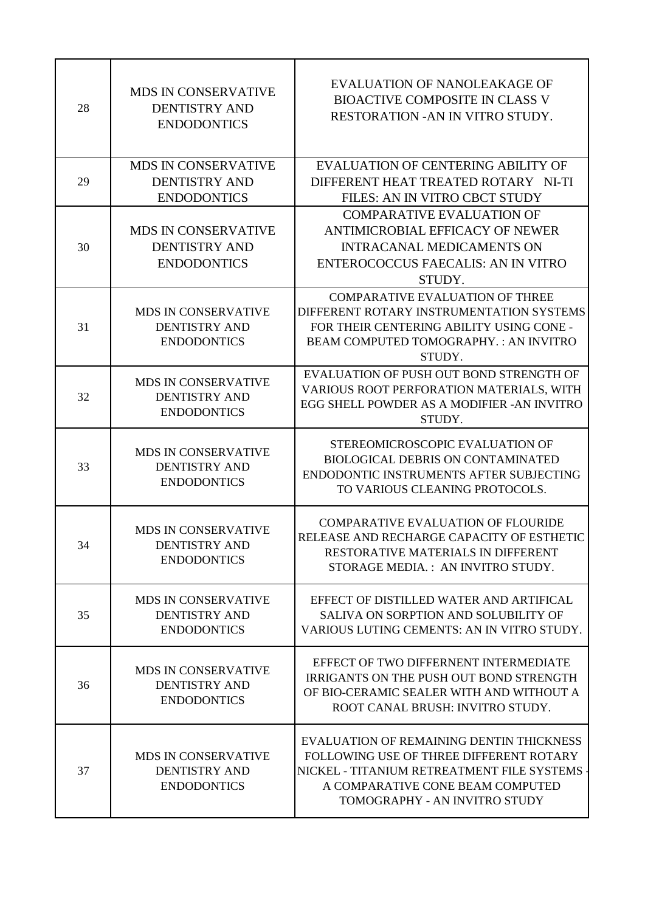| 28 | MDS IN CONSERVATIVE DENTISTRY AND ENDODONTICS | EVALUATION OF NANOLEAKAGE OF BIOACTIVE COMPOSITE IN CLASS V RESTORATION -AN IN VITRO STUDY. |
|---|---|---|
| 29 | MDS IN CONSERVATIVE DENTISTRY AND ENDODONTICS | EVALUATION OF CENTERING ABILITY OF DIFFERENT HEAT TREATED ROTARY NI-TI FILES: AN IN VITRO CBCT STUDY |
| 30 | MDS IN CONSERVATIVE DENTISTRY AND ENDODONTICS | COMPARATIVE EVALUATION OF ANTIMICROBIAL EFFICACY OF NEWER INTRACANAL MEDICAMENTS ON ENTEROCOCCUS FAECALIS: AN IN VITRO STUDY. |
| 31 | MDS IN CONSERVATIVE DENTISTRY AND ENDODONTICS | COMPARATIVE EVALUATION OF THREE DIFFERENT ROTARY INSTRUMENTATION SYSTEMS FOR THEIR CENTERING ABILITY USING CONE - BEAM COMPUTED TOMOGRAPHY. : AN INVITRO STUDY. |
| 32 | MDS IN CONSERVATIVE DENTISTRY AND ENDODONTICS | EVALUATION OF PUSH OUT BOND STRENGTH OF VARIOUS ROOT PERFORATION MATERIALS, WITH EGG SHELL POWDER AS A MODIFIER -AN INVITRO STUDY. |
| 33 | MDS IN CONSERVATIVE DENTISTRY AND ENDODONTICS | STEREOMICROSCOPIC EVALUATION OF BIOLOGICAL DEBRIS ON CONTAMINATED ENDODONTIC INSTRUMENTS AFTER SUBJECTING TO VARIOUS CLEANING PROTOCOLS. |
| 34 | MDS IN CONSERVATIVE DENTISTRY AND ENDODONTICS | COMPARATIVE EVALUATION OF FLOURIDE RELEASE AND RECHARGE CAPACITY OF ESTHETIC RESTORATIVE MATERIALS IN DIFFERENT STORAGE MEDIA. : AN INVITRO STUDY. |
| 35 | MDS IN CONSERVATIVE DENTISTRY AND ENDODONTICS | EFFECT OF DISTILLED WATER AND ARTIFICAL SALIVA ON SORPTION AND SOLUBILITY OF VARIOUS LUTING CEMENTS: AN IN VITRO STUDY. |
| 36 | MDS IN CONSERVATIVE DENTISTRY AND ENDODONTICS | EFFECT OF TWO DIFFERNENT INTERMEDIATE IRRIGANTS ON THE PUSH OUT BOND STRENGTH OF BIO-CERAMIC SEALER WITH AND WITHOUT A ROOT CANAL BRUSH: INVITRO STUDY. |
| 37 | MDS IN CONSERVATIVE DENTISTRY AND ENDODONTICS | EVALUATION OF REMAINING DENTIN THICKNESS FOLLOWING USE OF THREE DIFFERENT ROTARY NICKEL - TITANIUM RETREATMENT FILE SYSTEMS - A COMPARATIVE CONE BEAM COMPUTED TOMOGRAPHY - AN INVITRO STUDY |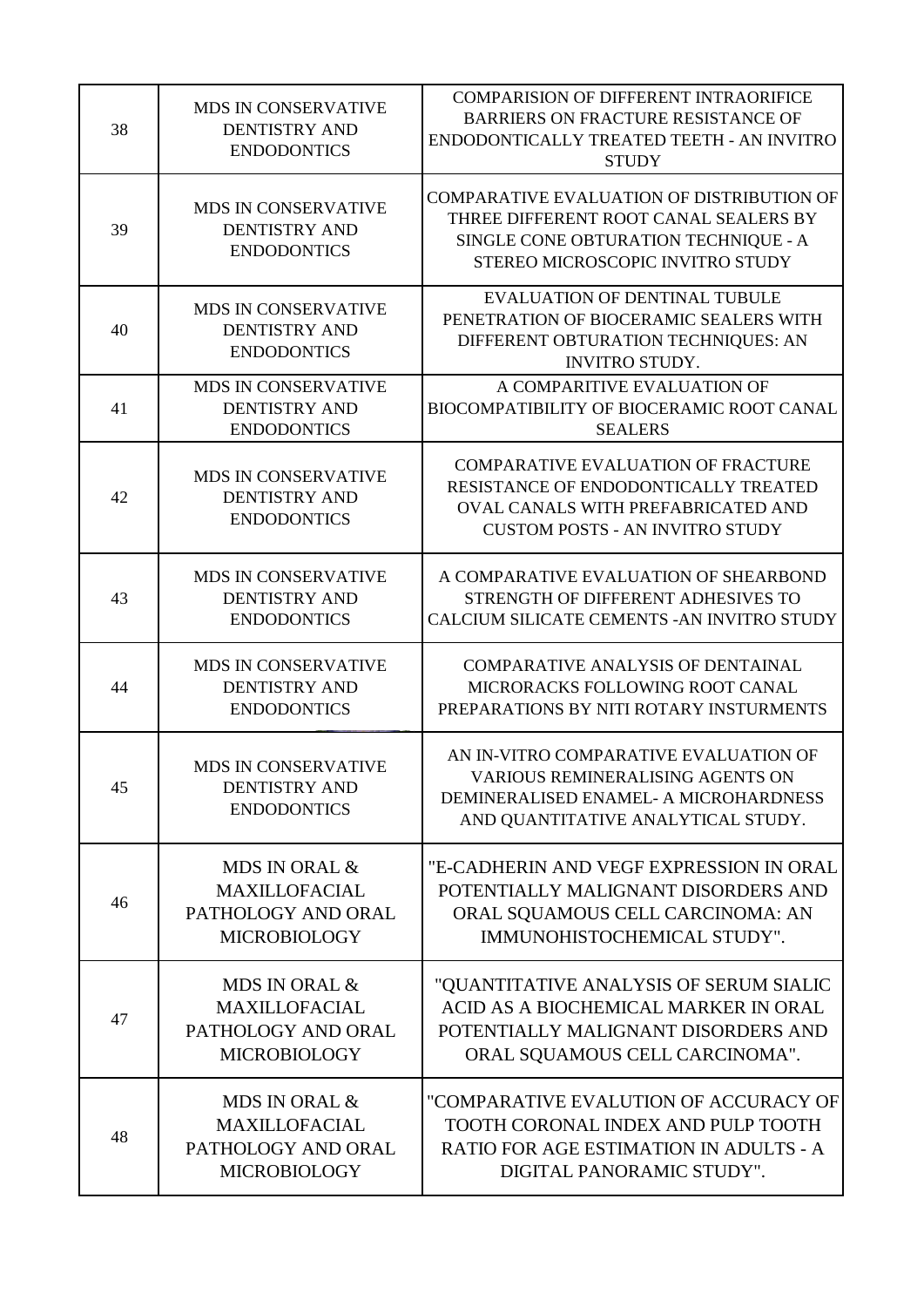| | | |
|---|---|---|
| 38 | MDS IN CONSERVATIVE DENTISTRY AND ENDODONTICS | COMPARISION OF DIFFERENT INTRAORIFICE BARRIERS ON FRACTURE RESISTANCE OF ENDODONTICALLY TREATED TEETH - AN INVITRO STUDY |
| 39 | MDS IN CONSERVATIVE DENTISTRY AND ENDODONTICS | COMPARATIVE EVALUATION OF DISTRIBUTION OF THREE DIFFERENT ROOT CANAL SEALERS BY SINGLE CONE OBTURATION TECHNIQUE - A STEREO MICROSCOPIC INVITRO STUDY |
| 40 | MDS IN CONSERVATIVE DENTISTRY AND ENDODONTICS | EVALUATION OF DENTINAL TUBULE PENETRATION OF BIOCERAMIC SEALERS WITH DIFFERENT OBTURATION TECHNIQUES: AN INVITRO STUDY. |
| 41 | MDS IN CONSERVATIVE DENTISTRY AND ENDODONTICS | A COMPARITIVE EVALUATION OF BIOCOMPATIBILITY OF BIOCERAMIC ROOT CANAL SEALERS |
| 42 | MDS IN CONSERVATIVE DENTISTRY AND ENDODONTICS | COMPARATIVE EVALUATION OF FRACTURE RESISTANCE OF ENDODONTICALLY TREATED OVAL CANALS WITH PREFABRICATED AND CUSTOM POSTS - AN INVITRO STUDY |
| 43 | MDS IN CONSERVATIVE DENTISTRY AND ENDODONTICS | A COMPARATIVE EVALUATION OF SHEARBOND STRENGTH OF DIFFERENT ADHESIVES TO CALCIUM SILICATE CEMENTS -AN INVITRO STUDY |
| 44 | MDS IN CONSERVATIVE DENTISTRY AND ENDODONTICS | COMPARATIVE ANALYSIS OF DENTAINAL MICRORACKS FOLLOWING ROOT CANAL PREPARATIONS BY NITI ROTARY INSTURMENTS |
| 45 | MDS IN CONSERVATIVE DENTISTRY AND ENDODONTICS | AN IN-VITRO COMPARATIVE EVALUATION OF VARIOUS REMINERALISING AGENTS ON DEMINERALISED ENAMEL- A MICROHARDNESS AND QUANTITATIVE ANALYTICAL STUDY. |
| 46 | MDS IN ORAL & MAXILLOFACIAL PATHOLOGY AND ORAL MICROBIOLOGY | "E-CADHERIN AND VEGF EXPRESSION IN ORAL POTENTIALLY MALIGNANT DISORDERS AND ORAL SQUAMOUS CELL CARCINOMA: AN IMMUNOHISTOCHEMICAL STUDY". |
| 47 | MDS IN ORAL & MAXILLOFACIAL PATHOLOGY AND ORAL MICROBIOLOGY | "QUANTITATIVE ANALYSIS OF SERUM SIALIC ACID AS A BIOCHEMICAL MARKER IN ORAL POTENTIALLY MALIGNANT DISORDERS AND ORAL SQUAMOUS CELL CARCINOMA". |
| 48 | MDS IN ORAL & MAXILLOFACIAL PATHOLOGY AND ORAL MICROBIOLOGY | "COMPARATIVE EVALUTION OF ACCURACY OF TOOTH CORONAL INDEX AND PULP TOOTH RATIO FOR AGE ESTIMATION IN ADULTS - A DIGITAL PANORAMIC STUDY". |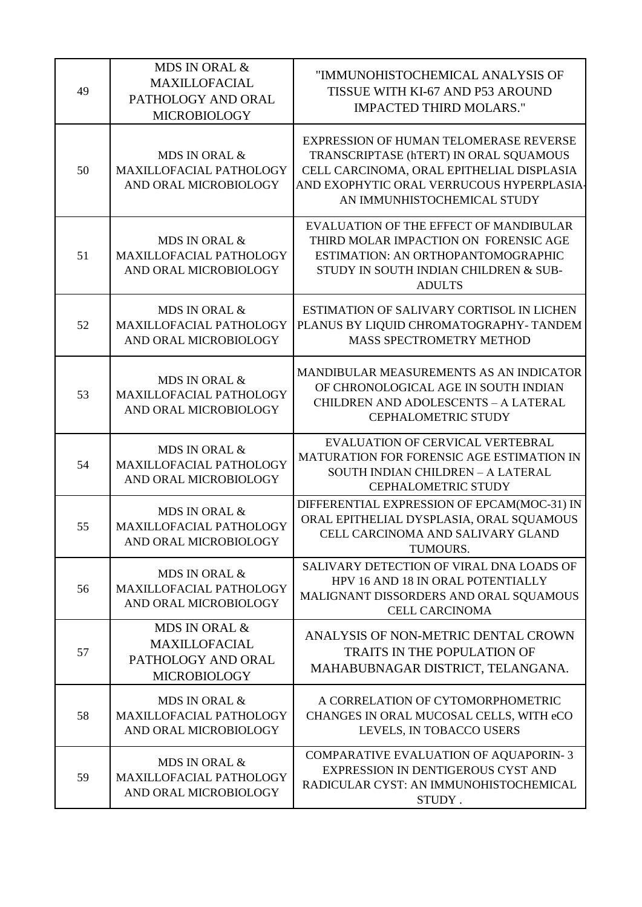| 49 | MDS IN ORAL & MAXILLOFACIAL PATHOLOGY AND ORAL MICROBIOLOGY | "IMMUNOHISTOCHEMICAL ANALYSIS OF TISSUE WITH KI-67 AND P53 AROUND IMPACTED THIRD MOLARS." |
|---|---|---|
| 50 | MDS IN ORAL & MAXILLOFACIAL PATHOLOGY AND ORAL MICROBIOLOGY | EXPRESSION OF HUMAN TELOMERASE REVERSE TRANSCRIPTASE (hTERT) IN ORAL SQUAMOUS CELL CARCINOMA, ORAL EPITHELIAL DISPLASIA AND EXOPHYTIC ORAL VERRUCOUS HYPERPLASIA-AN IMMUNHISTOCHEMICAL STUDY |
| 51 | MDS IN ORAL & MAXILLOFACIAL PATHOLOGY AND ORAL MICROBIOLOGY | EVALUATION OF THE EFFECT OF MANDIBULAR THIRD MOLAR IMPACTION ON FORENSIC AGE ESTIMATION: AN ORTHOPANTOMOGRAPHIC STUDY IN SOUTH INDIAN CHILDREN & SUB-ADULTS |
| 52 | MDS IN ORAL & MAXILLOFACIAL PATHOLOGY AND ORAL MICROBIOLOGY | ESTIMATION OF SALIVARY CORTISOL IN LICHEN PLANUS BY LIQUID CHROMATOGRAPHY- TANDEM MASS SPECTROMETRY METHOD |
| 53 | MDS IN ORAL & MAXILLOFACIAL PATHOLOGY AND ORAL MICROBIOLOGY | MANDIBULAR MEASUREMENTS AS AN INDICATOR OF CHRONOLOGICAL AGE IN SOUTH INDIAN CHILDREN AND ADOLESCENTS – A LATERAL CEPHALOMETRIC STUDY |
| 54 | MDS IN ORAL & MAXILLOFACIAL PATHOLOGY AND ORAL MICROBIOLOGY | EVALUATION OF CERVICAL VERTEBRAL MATURATION FOR FORENSIC AGE ESTIMATION IN SOUTH INDIAN CHILDREN – A LATERAL CEPHALOMETRIC STUDY |
| 55 | MDS IN ORAL & MAXILLOFACIAL PATHOLOGY AND ORAL MICROBIOLOGY | DIFFERENTIAL EXPRESSION OF EPCAM(MOC-31) IN ORAL EPITHELIAL DYSPLASIA, ORAL SQUAMOUS CELL CARCINOMA AND SALIVARY GLAND TUMOURS. |
| 56 | MDS IN ORAL & MAXILLOFACIAL PATHOLOGY AND ORAL MICROBIOLOGY | SALIVARY DETECTION OF VIRAL DNA LOADS OF HPV 16 AND 18 IN ORAL POTENTIALLY MALIGNANT DISSORDERS AND ORAL SQUAMOUS CELL CARCINOMA |
| 57 | MDS IN ORAL & MAXILLOFACIAL PATHOLOGY AND ORAL MICROBIOLOGY | ANALYSIS OF NON-METRIC DENTAL CROWN TRAITS IN THE POPULATION OF MAHABUBNAGAR DISTRICT, TELANGANA. |
| 58 | MDS IN ORAL & MAXILLOFACIAL PATHOLOGY AND ORAL MICROBIOLOGY | A CORRELATION OF CYTOMORPHOMETRIC CHANGES IN ORAL MUCOSAL CELLS, WITH eCO LEVELS, IN TOBACCO USERS |
| 59 | MDS IN ORAL & MAXILLOFACIAL PATHOLOGY AND ORAL MICROBIOLOGY | COMPARATIVE EVALUATION OF AQUAPORIN- 3 EXPRESSION IN DENTIGEROUS CYST AND RADICULAR CYST: AN IMMUNOHISTOCHEMICAL STUDY . |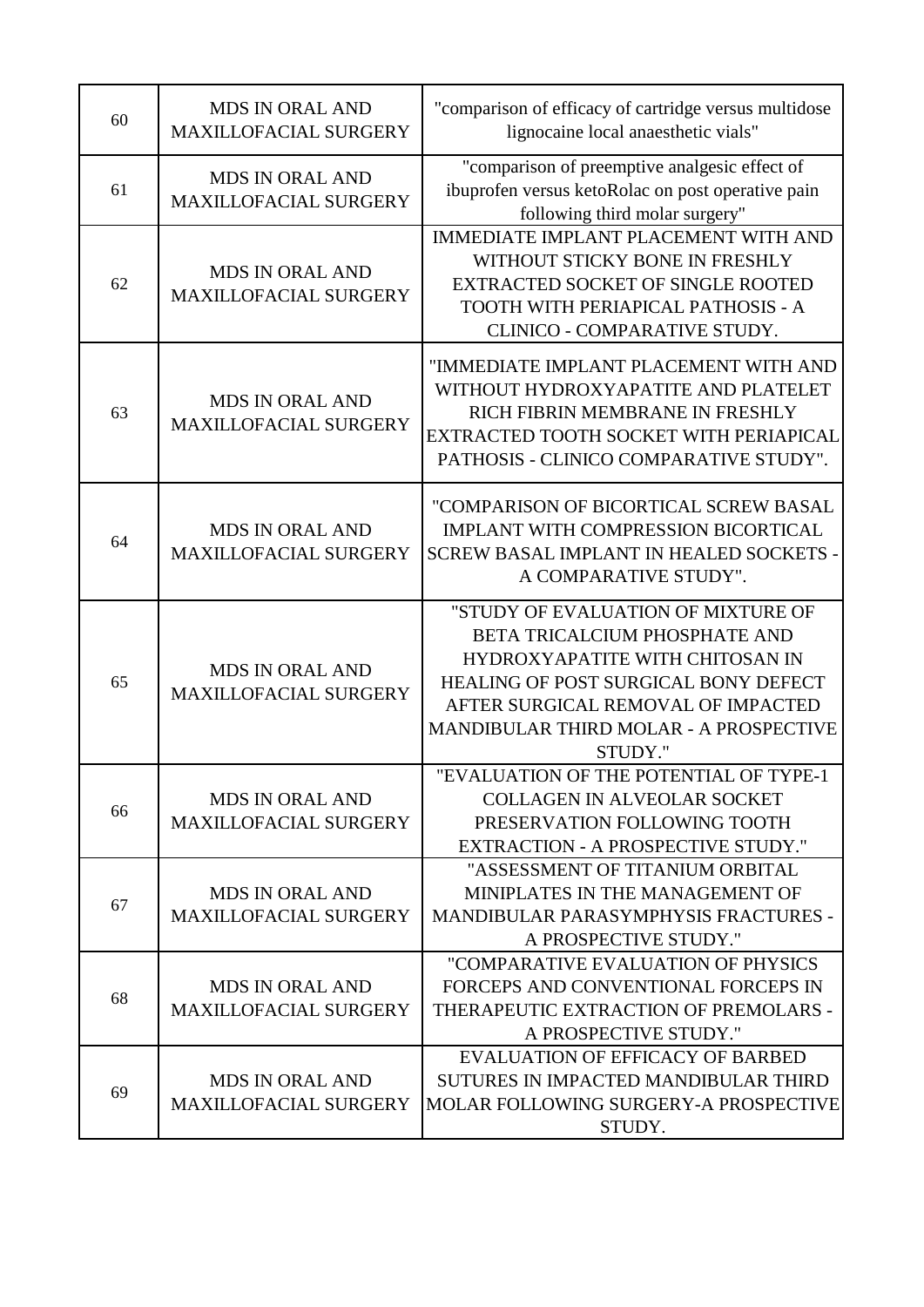| 60 | MDS IN ORAL AND MAXILLOFACIAL SURGERY | "comparison of efficacy of cartridge versus multidose lignocaine local anaesthetic vials" |
|---|---|---|
| 61 | MDS IN ORAL AND MAXILLOFACIAL SURGERY | "comparison of preemptive analgesic effect of ibuprofen versus ketoRolac on post operative pain following third molar surgery" |
| 62 | MDS IN ORAL AND MAXILLOFACIAL SURGERY | IMMEDIATE IMPLANT PLACEMENT WITH AND WITHOUT STICKY BONE IN FRESHLY EXTRACTED SOCKET OF SINGLE ROOTED TOOTH WITH PERIAPICAL PATHOSIS - A CLINICO - COMPARATIVE STUDY. |
| 63 | MDS IN ORAL AND MAXILLOFACIAL SURGERY | "IMMEDIATE IMPLANT PLACEMENT WITH AND WITHOUT HYDROXYAPATITE AND PLATELET RICH FIBRIN MEMBRANE IN FRESHLY EXTRACTED TOOTH SOCKET WITH PERIAPICAL PATHOSIS - CLINICO COMPARATIVE STUDY". |
| 64 | MDS IN ORAL AND MAXILLOFACIAL SURGERY | "COMPARISON OF BICORTICAL SCREW BASAL IMPLANT WITH COMPRESSION BICORTICAL SCREW BASAL IMPLANT IN HEALED SOCKETS - A COMPARATIVE STUDY". |
| 65 | MDS IN ORAL AND MAXILLOFACIAL SURGERY | "STUDY OF EVALUATION OF MIXTURE OF BETA TRICALCIUM PHOSPHATE AND HYDROXYAPATITE WITH CHITOSAN IN HEALING OF POST SURGICAL BONY DEFECT AFTER SURGICAL REMOVAL OF IMPACTED MANDIBULAR THIRD MOLAR - A PROSPECTIVE STUDY." |
| 66 | MDS IN ORAL AND MAXILLOFACIAL SURGERY | "EVALUATION OF THE POTENTIAL OF TYPE-1 COLLAGEN IN ALVEOLAR SOCKET PRESERVATION FOLLOWING TOOTH EXTRACTION - A PROSPECTIVE STUDY." |
| 67 | MDS IN ORAL AND MAXILLOFACIAL SURGERY | "ASSESSMENT OF TITANIUM ORBITAL MINIPLATES IN THE MANAGEMENT OF MANDIBULAR PARASYMPHYSIS FRACTURES - A PROSPECTIVE STUDY." |
| 68 | MDS IN ORAL AND MAXILLOFACIAL SURGERY | "COMPARATIVE EVALUATION OF PHYSICS FORCEPS AND CONVENTIONAL FORCEPS IN THERAPEUTIC EXTRACTION OF PREMOLARS - A PROSPECTIVE STUDY." |
| 69 | MDS IN ORAL AND MAXILLOFACIAL SURGERY | EVALUATION OF EFFICACY OF BARBED SUTURES IN IMPACTED MANDIBULAR THIRD MOLAR FOLLOWING SURGERY-A PROSPECTIVE STUDY. |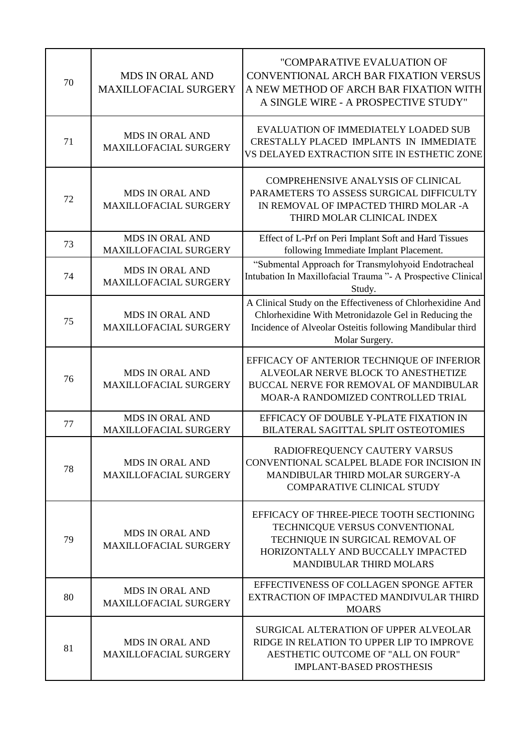| 70 | MDS IN ORAL AND MAXILLOFACIAL SURGERY | "COMPARATIVE EVALUATION OF CONVENTIONAL ARCH BAR FIXATION VERSUS A NEW METHOD OF ARCH BAR FIXATION WITH A SINGLE WIRE - A PROSPECTIVE STUDY" |
|---|---|---|
| 71 | MDS IN ORAL AND MAXILLOFACIAL SURGERY | EVALUATION OF IMMEDIATELY LOADED SUB CRESTALLY PLACED IMPLANTS IN IMMEDIATE VS DELAYED EXTRACTION SITE IN ESTHETIC ZONE |
| 72 | MDS IN ORAL AND MAXILLOFACIAL SURGERY | COMPREHENSIVE ANALYSIS OF CLINICAL PARAMETERS TO ASSESS SURGICAL DIFFICULTY IN REMOVAL OF IMPACTED THIRD MOLAR -A THIRD MOLAR CLINICAL INDEX |
| 73 | MDS IN ORAL AND MAXILLOFACIAL SURGERY | Effect of L-Prf on Peri Implant Soft and Hard Tissues following Immediate Implant Placement. |
| 74 | MDS IN ORAL AND MAXILLOFACIAL SURGERY | "Submental Approach for Transmylohyoid Endotracheal Intubation In Maxillofacial Trauma "- A Prospective Clinical Study. |
| 75 | MDS IN ORAL AND MAXILLOFACIAL SURGERY | A Clinical Study on the Effectiveness of Chlorhexidine And Chlorhexidine With Metronidazole Gel in Reducing the Incidence of Alveolar Osteitis following Mandibular third Molar Surgery. |
| 76 | MDS IN ORAL AND MAXILLOFACIAL SURGERY | EFFICACY OF ANTERIOR TECHNIQUE OF INFERIOR ALVEOLAR NERVE BLOCK TO ANESTHETIZE BUCCAL NERVE FOR REMOVAL OF MANDIBULAR MOAR-A RANDOMIZED CONTROLLED TRIAL |
| 77 | MDS IN ORAL AND MAXILLOFACIAL SURGERY | EFFICACY OF DOUBLE Y-PLATE FIXATION IN BILATERAL SAGITTAL SPLIT OSTEOTOMIES |
| 78 | MDS IN ORAL AND MAXILLOFACIAL SURGERY | RADIOFREQUENCY CAUTERY VARSUS CONVENTIONAL SCALPEL BLADE FOR INCISION IN MANDIBULAR THIRD MOLAR SURGERY-A COMPARATIVE CLINICAL STUDY |
| 79 | MDS IN ORAL AND MAXILLOFACIAL SURGERY | EFFICACY OF THREE-PIECE TOOTH SECTIONING TECHNICQUE VERSUS CONVENTIONAL TECHNIQUE IN SURGICAL REMOVAL OF HORIZONTALLY AND BUCCALLY IMPACTED MANDIBULAR THIRD MOLARS |
| 80 | MDS IN ORAL AND MAXILLOFACIAL SURGERY | EFFECTIVENESS OF COLLAGEN SPONGE AFTER EXTRACTION OF IMPACTED MANDIVULAR THIRD MOARS |
| 81 | MDS IN ORAL AND MAXILLOFACIAL SURGERY | SURGICAL ALTERATION OF UPPER ALVEOLAR RIDGE IN RELATION TO UPPER LIP TO IMPROVE AESTHETIC OUTCOME OF "ALL ON FOUR" IMPLANT-BASED PROSTHESIS |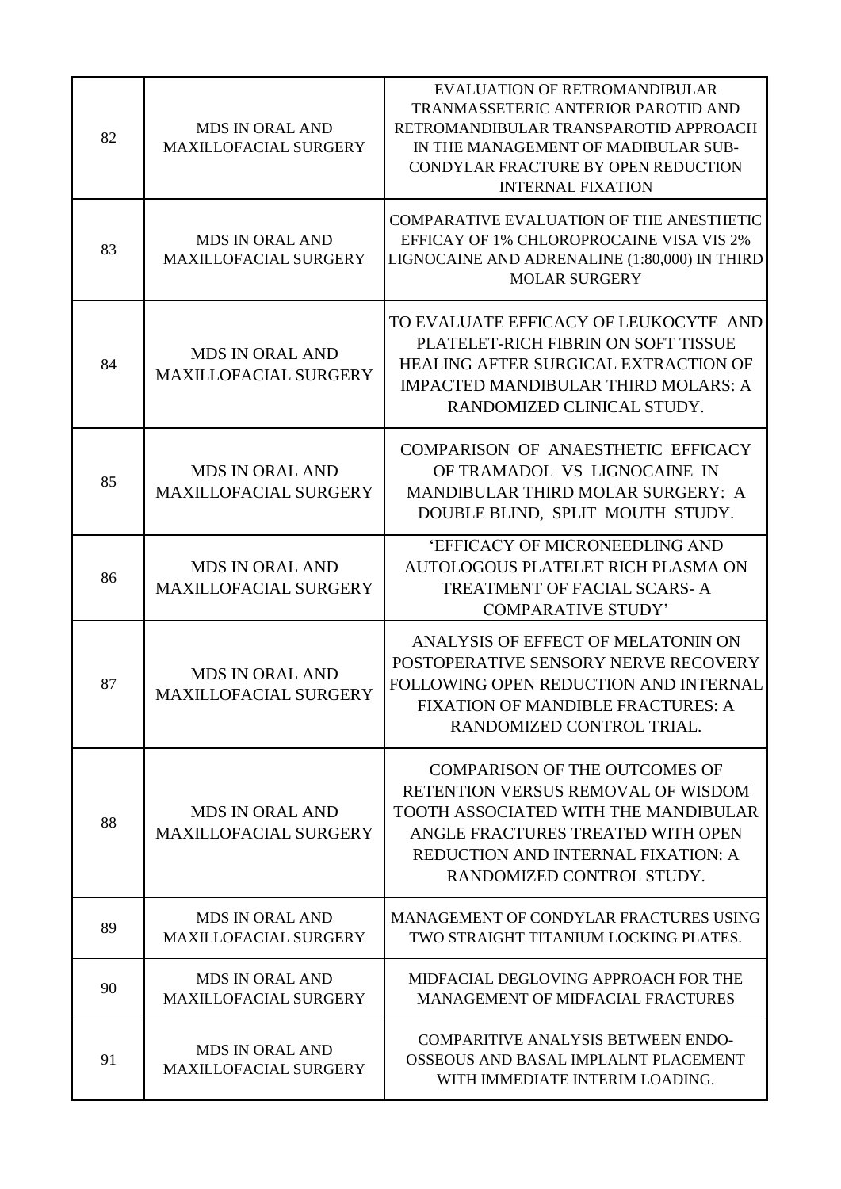| | | |
|---|---|---|
| 82 | MDS IN ORAL AND MAXILLOFACIAL SURGERY | EVALUATION OF RETROMANDIBULAR TRANMASSETERIC ANTERIOR PAROTID AND RETROMANDIBULAR TRANSPAROTID APPROACH IN THE MANAGEMENT OF MADIBULAR SUB-CONDYLAR FRACTURE BY OPEN REDUCTION INTERNAL FIXATION |
| 83 | MDS IN ORAL AND MAXILLOFACIAL SURGERY | COMPARATIVE EVALUATION OF THE ANESTHETIC EFFICAY OF 1% CHLOROPROCAINE VISA VIS 2% LIGNOCAINE AND ADRENALINE (1:80,000) IN THIRD MOLAR SURGERY |
| 84 | MDS IN ORAL AND MAXILLOFACIAL SURGERY | TO EVALUATE EFFICACY OF LEUKOCYTE AND PLATELET-RICH FIBRIN ON SOFT TISSUE HEALING AFTER SURGICAL EXTRACTION OF IMPACTED MANDIBULAR THIRD MOLARS: A RANDOMIZED CLINICAL STUDY. |
| 85 | MDS IN ORAL AND MAXILLOFACIAL SURGERY | COMPARISON OF ANAESTHETIC EFFICACY OF TRAMADOL VS LIGNOCAINE IN MANDIBULAR THIRD MOLAR SURGERY: A DOUBLE BLIND, SPLIT MOUTH STUDY. |
| 86 | MDS IN ORAL AND MAXILLOFACIAL SURGERY | 'EFFICACY OF MICRONEEDLING AND AUTOLOGOUS PLATELET RICH PLASMA ON TREATMENT OF FACIAL SCARS- A COMPARATIVE STUDY' |
| 87 | MDS IN ORAL AND MAXILLOFACIAL SURGERY | ANALYSIS OF EFFECT OF MELATONIN ON POSTOPERATIVE SENSORY NERVE RECOVERY FOLLOWING OPEN REDUCTION AND INTERNAL FIXATION OF MANDIBLE FRACTURES: A RANDOMIZED CONTROL TRIAL. |
| 88 | MDS IN ORAL AND MAXILLOFACIAL SURGERY | COMPARISON OF THE OUTCOMES OF RETENTION VERSUS REMOVAL OF WISDOM TOOTH ASSOCIATED WITH THE MANDIBULAR ANGLE FRACTURES TREATED WITH OPEN REDUCTION AND INTERNAL FIXATION: A RANDOMIZED CONTROL STUDY. |
| 89 | MDS IN ORAL AND MAXILLOFACIAL SURGERY | MANAGEMENT OF CONDYLAR FRACTURES USING TWO STRAIGHT TITANIUM LOCKING PLATES. |
| 90 | MDS IN ORAL AND MAXILLOFACIAL SURGERY | MIDFACIAL DEGLOVING APPROACH FOR THE MANAGEMENT OF MIDFACIAL FRACTURES |
| 91 | MDS IN ORAL AND MAXILLOFACIAL SURGERY | COMPARITIVE ANALYSIS BETWEEN ENDO-OSSEOUS AND BASAL IMPLALNT PLACEMENT WITH IMMEDIATE INTERIM LOADING. |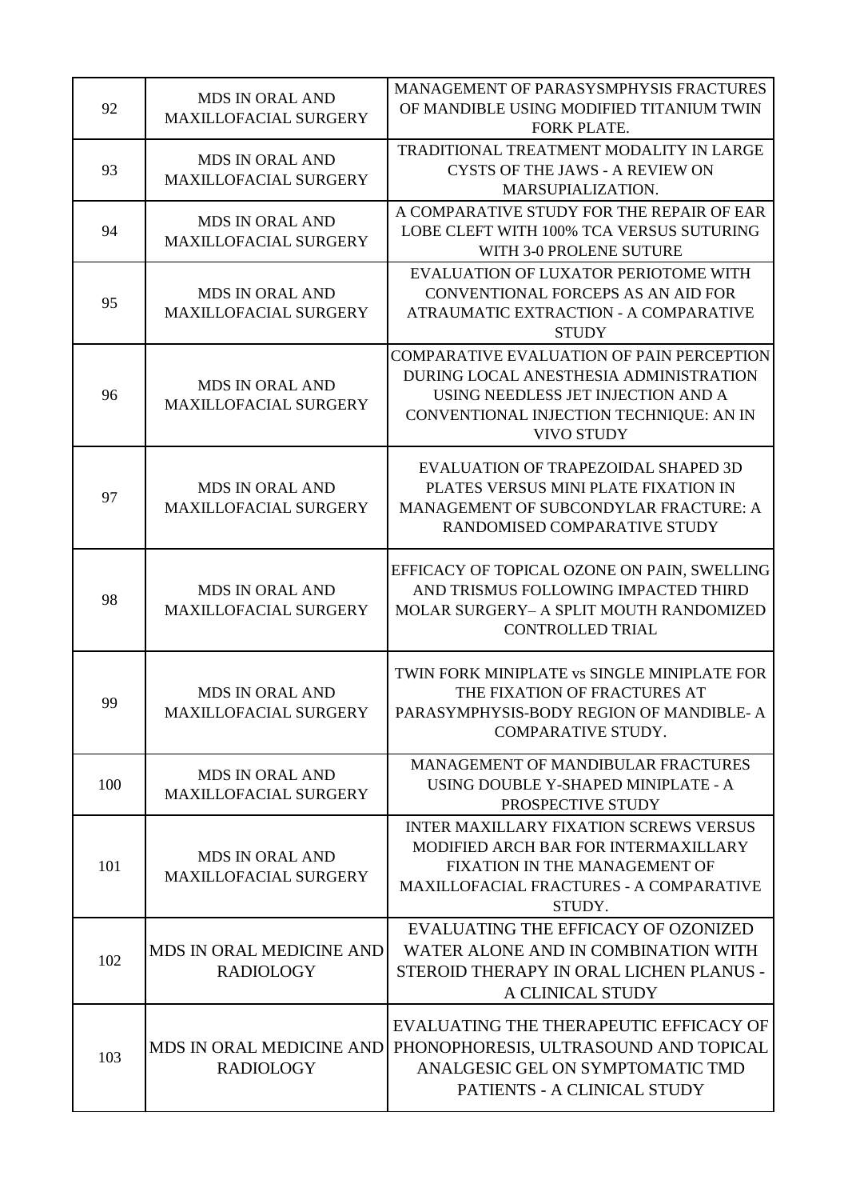| | | |
|---|---|---|
| 92 | MDS IN ORAL AND MAXILLOFACIAL SURGERY | MANAGEMENT OF PARASYSMPHYSIS FRACTURES OF MANDIBLE USING MODIFIED TITANIUM TWIN FORK PLATE. |
| 93 | MDS IN ORAL AND MAXILLOFACIAL SURGERY | TRADITIONAL TREATMENT MODALITY IN LARGE CYSTS OF THE JAWS - A REVIEW ON MARSUPIALIZATION. |
| 94 | MDS IN ORAL AND MAXILLOFACIAL SURGERY | A COMPARATIVE STUDY FOR THE REPAIR OF EAR LOBE CLEFT WITH 100% TCA VERSUS SUTURING WITH 3-0 PROLENE SUTURE |
| 95 | MDS IN ORAL AND MAXILLOFACIAL SURGERY | EVALUATION OF LUXATOR PERIOTOME WITH CONVENTIONAL FORCEPS AS AN AID FOR ATRAUMATIC EXTRACTION - A COMPARATIVE STUDY |
| 96 | MDS IN ORAL AND MAXILLOFACIAL SURGERY | COMPARATIVE EVALUATION OF PAIN PERCEPTION DURING LOCAL ANESTHESIA ADMINISTRATION USING NEEDLESS JET INJECTION AND A CONVENTIONAL INJECTION TECHNIQUE: AN IN VIVO STUDY |
| 97 | MDS IN ORAL AND MAXILLOFACIAL SURGERY | EVALUATION OF TRAPEZOIDAL SHAPED 3D PLATES VERSUS MINI PLATE FIXATION IN MANAGEMENT OF SUBCONDYLAR FRACTURE: A RANDOMISED COMPARATIVE STUDY |
| 98 | MDS IN ORAL AND MAXILLOFACIAL SURGERY | EFFICACY OF TOPICAL OZONE ON PAIN, SWELLING AND TRISMUS FOLLOWING IMPACTED THIRD MOLAR SURGERY– A SPLIT MOUTH RANDOMIZED CONTROLLED TRIAL |
| 99 | MDS IN ORAL AND MAXILLOFACIAL SURGERY | TWIN FORK MINIPLATE vs SINGLE MINIPLATE FOR THE FIXATION OF FRACTURES AT PARASYMPHYSIS-BODY REGION OF MANDIBLE- A COMPARATIVE STUDY. |
| 100 | MDS IN ORAL AND MAXILLOFACIAL SURGERY | MANAGEMENT OF MANDIBULAR FRACTURES USING DOUBLE Y-SHAPED MINIPLATE - A PROSPECTIVE STUDY |
| 101 | MDS IN ORAL AND MAXILLOFACIAL SURGERY | INTER MAXILLARY FIXATION SCREWS VERSUS MODIFIED ARCH BAR FOR INTERMAXILLARY FIXATION IN THE MANAGEMENT OF MAXILLOFACIAL FRACTURES - A COMPARATIVE STUDY. |
| 102 | MDS IN ORAL MEDICINE AND RADIOLOGY | EVALUATING THE EFFICACY OF OZONIZED WATER ALONE AND IN COMBINATION WITH STEROID THERAPY IN ORAL LICHEN PLANUS - A CLINICAL STUDY |
| 103 | MDS IN ORAL MEDICINE AND RADIOLOGY | EVALUATING THE THERAPEUTIC EFFICACY OF PHONOPHORESIS, ULTRASOUND AND TOPICAL ANALGESIC GEL ON SYMPTOMATIC TMD PATIENTS - A CLINICAL STUDY |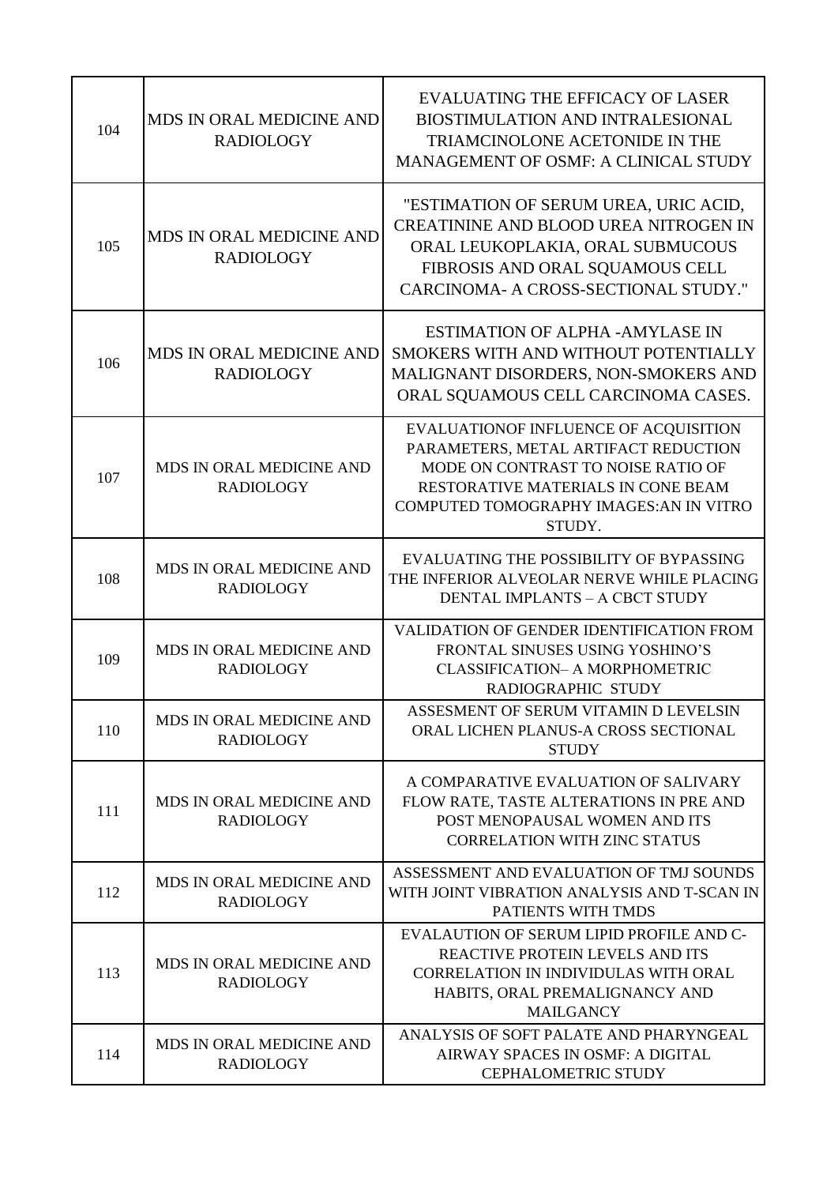| | | |
|---|---|---|
| 104 | MDS IN ORAL MEDICINE AND RADIOLOGY | EVALUATING THE EFFICACY OF LASER BIOSTIMULATION AND INTRALESIONAL TRIAMCINOLONE ACETONIDE IN THE MANAGEMENT OF OSMF: A CLINICAL STUDY |
| 105 | MDS IN ORAL MEDICINE AND RADIOLOGY | "ESTIMATION OF SERUM UREA, URIC ACID, CREATININE AND BLOOD UREA NITROGEN IN ORAL LEUKOPLAKIA, ORAL SUBMUCOUS FIBROSIS AND ORAL SQUAMOUS CELL CARCINOMA- A CROSS-SECTIONAL STUDY." |
| 106 | MDS IN ORAL MEDICINE AND RADIOLOGY | ESTIMATION OF ALPHA -AMYLASE IN SMOKERS WITH AND WITHOUT POTENTIALLY MALIGNANT DISORDERS, NON-SMOKERS AND ORAL SQUAMOUS CELL CARCINOMA CASES. |
| 107 | MDS IN ORAL MEDICINE AND RADIOLOGY | EVALUATIONOF INFLUENCE OF ACQUISITION PARAMETERS, METAL ARTIFACT REDUCTION MODE ON CONTRAST TO NOISE RATIO OF RESTORATIVE MATERIALS IN CONE BEAM COMPUTED TOMOGRAPHY IMAGES:AN IN VITRO STUDY. |
| 108 | MDS IN ORAL MEDICINE AND RADIOLOGY | EVALUATING THE POSSIBILITY OF BYPASSING THE INFERIOR ALVEOLAR NERVE WHILE PLACING DENTAL IMPLANTS – A CBCT STUDY |
| 109 | MDS IN ORAL MEDICINE AND RADIOLOGY | VALIDATION OF GENDER IDENTIFICATION FROM FRONTAL SINUSES USING YOSHINO'S CLASSIFICATION– A MORPHOMETRIC RADIOGRAPHIC STUDY |
| 110 | MDS IN ORAL MEDICINE AND RADIOLOGY | ASSESMENT OF SERUM VITAMIN D LEVELSIN ORAL LICHEN PLANUS-A CROSS SECTIONAL STUDY |
| 111 | MDS IN ORAL MEDICINE AND RADIOLOGY | A COMPARATIVE EVALUATION OF SALIVARY FLOW RATE, TASTE ALTERATIONS IN PRE AND POST MENOPAUSAL WOMEN AND ITS CORRELATION WITH ZINC STATUS |
| 112 | MDS IN ORAL MEDICINE AND RADIOLOGY | ASSESSMENT AND EVALUATION OF TMJ SOUNDS WITH JOINT VIBRATION ANALYSIS AND T-SCAN IN PATIENTS WITH TMDS |
| 113 | MDS IN ORAL MEDICINE AND RADIOLOGY | EVALAUTION OF SERUM LIPID PROFILE AND C-REACTIVE PROTEIN LEVELS AND ITS CORRELATION IN INDIVIDULAS WITH ORAL HABITS, ORAL PREMALIGNANCY AND MAILGANCY |
| 114 | MDS IN ORAL MEDICINE AND RADIOLOGY | ANALYSIS OF SOFT PALATE AND PHARYNGEAL AIRWAY SPACES IN OSMF: A DIGITAL CEPHALOMETRIC STUDY |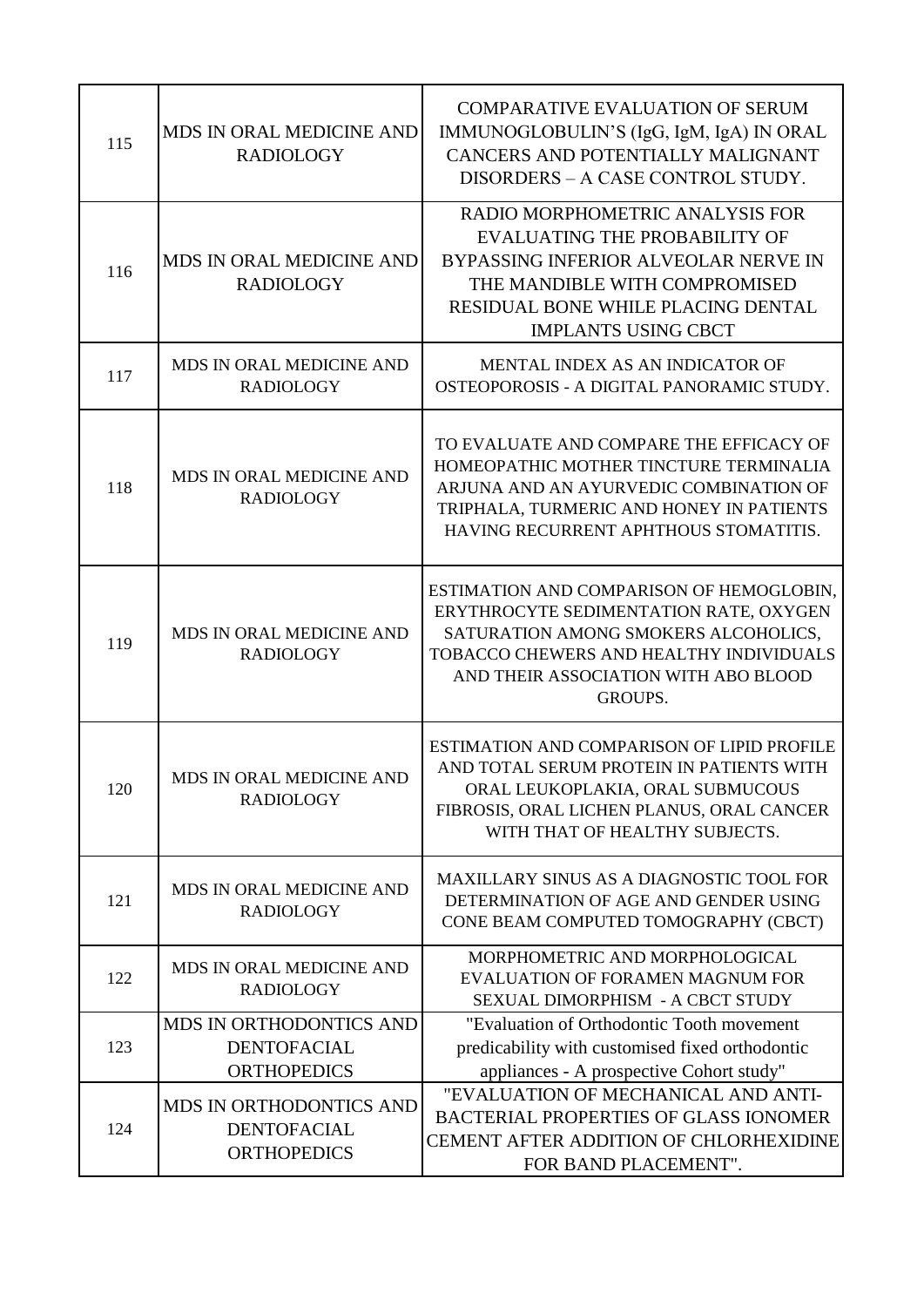| | | |
|---|---|---|
| 115 | MDS IN ORAL MEDICINE AND RADIOLOGY | COMPARATIVE EVALUATION OF SERUM IMMUNOGLOBULIN'S (IgG, IgM, IgA) IN ORAL CANCERS AND POTENTIALLY MALIGNANT DISORDERS – A CASE CONTROL STUDY. |
| 116 | MDS IN ORAL MEDICINE AND RADIOLOGY | RADIO MORPHOMETRIC ANALYSIS FOR EVALUATING THE PROBABILITY OF BYPASSING INFERIOR ALVEOLAR NERVE IN THE MANDIBLE WITH COMPROMISED RESIDUAL BONE WHILE PLACING DENTAL IMPLANTS USING CBCT |
| 117 | MDS IN ORAL MEDICINE AND RADIOLOGY | MENTAL INDEX AS AN INDICATOR OF OSTEOPOROSIS - A DIGITAL PANORAMIC STUDY. |
| 118 | MDS IN ORAL MEDICINE AND RADIOLOGY | TO EVALUATE AND COMPARE THE EFFICACY OF HOMEOPATHIC MOTHER TINCTURE TERMINALIA ARJUNA AND AN AYURVEDIC COMBINATION OF TRIPHALA, TURMERIC AND HONEY IN PATIENTS HAVING RECURRENT APHTHOUS STOMATITIS. |
| 119 | MDS IN ORAL MEDICINE AND RADIOLOGY | ESTIMATION AND COMPARISON OF HEMOGLOBIN, ERYTHROCYTE SEDIMENTATION RATE, OXYGEN SATURATION AMONG SMOKERS ALCOHOLICS, TOBACCO CHEWERS AND HEALTHY INDIVIDUALS AND THEIR ASSOCIATION WITH ABO BLOOD GROUPS. |
| 120 | MDS IN ORAL MEDICINE AND RADIOLOGY | ESTIMATION AND COMPARISON OF LIPID PROFILE AND TOTAL SERUM PROTEIN IN PATIENTS WITH ORAL LEUKOPLAKIA, ORAL SUBMUCOUS FIBROSIS, ORAL LICHEN PLANUS, ORAL CANCER WITH THAT OF HEALTHY SUBJECTS. |
| 121 | MDS IN ORAL MEDICINE AND RADIOLOGY | MAXILLARY SINUS AS A DIAGNOSTIC TOOL FOR DETERMINATION OF AGE AND GENDER USING CONE BEAM COMPUTED TOMOGRAPHY (CBCT) |
| 122 | MDS IN ORAL MEDICINE AND RADIOLOGY | MORPHOMETRIC AND MORPHOLOGICAL EVALUATION OF FORAMEN MAGNUM FOR SEXUAL DIMORPHISM - A CBCT STUDY |
| 123 | MDS IN ORTHODONTICS AND DENTOFACIAL ORTHOPEDICS | "Evaluation of Orthodontic Tooth movement predicability with customised fixed orthodontic appliances - A prospective Cohort study" |
| 124 | MDS IN ORTHODONTICS AND DENTOFACIAL ORTHOPEDICS | "EVALUATION OF MECHANICAL AND ANTI-BACTERIAL PROPERTIES OF GLASS IONOMER CEMENT AFTER ADDITION OF CHLORHEXIDINE FOR BAND PLACEMENT". |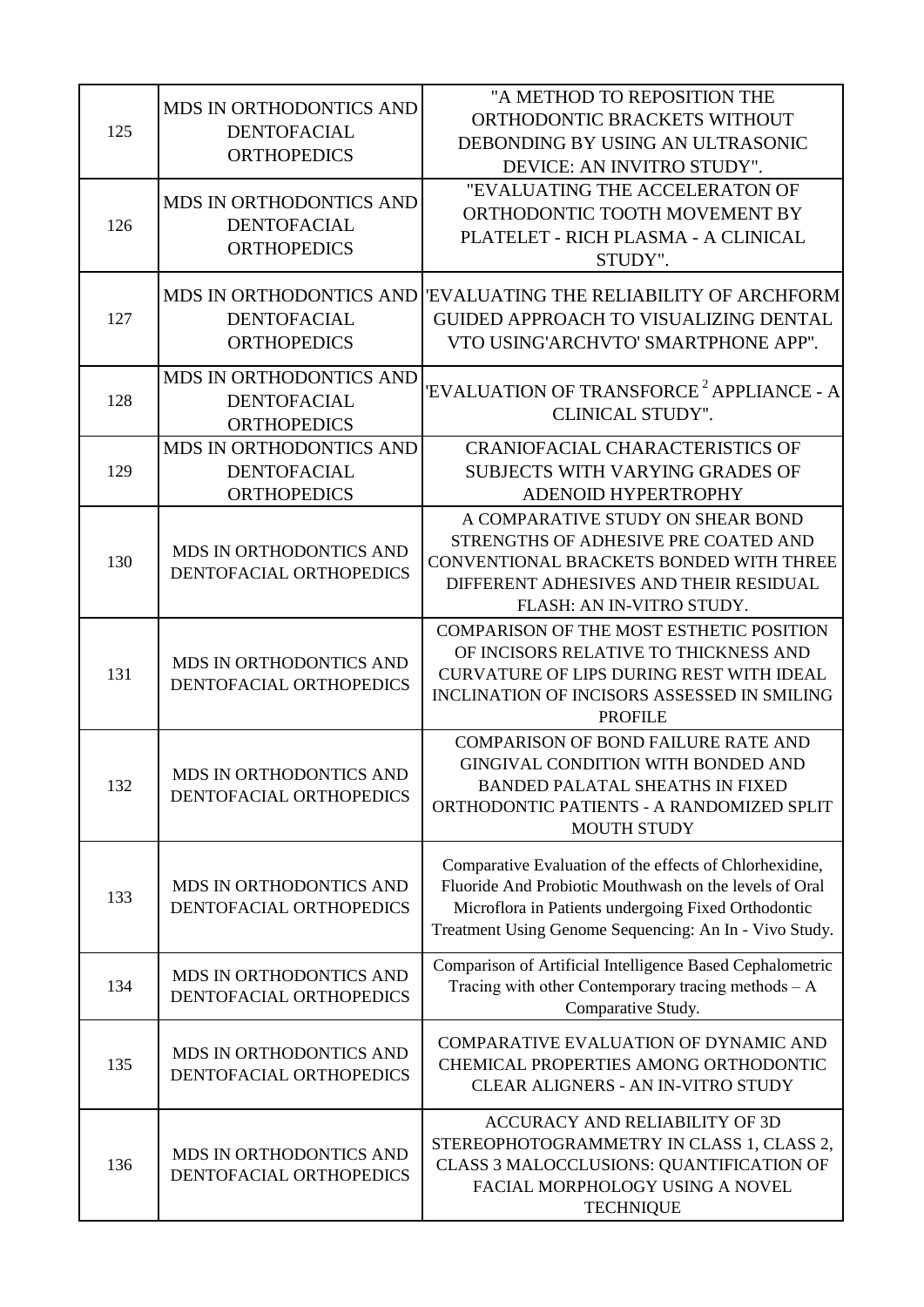| 125 | MDS IN ORTHODONTICS AND DENTOFACIAL ORTHOPEDICS | "A METHOD TO REPOSITION THE ORTHODONTIC BRACKETS WITHOUT DEBONDING BY USING AN ULTRASONIC DEVICE: AN INVITRO STUDY". |
|---|---|---|
| 126 | MDS IN ORTHODONTICS AND DENTOFACIAL ORTHOPEDICS | "EVALUATING THE ACCELERATON OF ORTHODONTIC TOOTH MOVEMENT BY PLATELET - RICH PLASMA - A CLINICAL STUDY". |
| 127 | MDS IN ORTHODONTICS AND DENTOFACIAL ORTHOPEDICS | 'EVALUATING THE RELIABILITY OF ARCHFORM GUIDED APPROACH TO VISUALIZING DENTAL VTO USING'ARCHVTO' SMARTPHONE APP". |
| 128 | MDS IN ORTHODONTICS AND DENTOFACIAL ORTHOPEDICS | 'EVALUATION OF TRANSFORCE $^{2}$ APPLIANCE - A CLINICAL STUDY". |
| 129 | MDS IN ORTHODONTICS AND DENTOFACIAL ORTHOPEDICS | CRANIOFACIAL CHARACTERISTICS OF SUBJECTS WITH VARYING GRADES OF ADENOID HYPERTROPHY |
| 130 | MDS IN ORTHODONTICS AND DENTOFACIAL ORTHOPEDICS | A COMPARATIVE STUDY ON SHEAR BOND STRENGTHS OF ADHESIVE PRE COATED AND CONVENTIONAL BRACKETS BONDED WITH THREE DIFFERENT ADHESIVES AND THEIR RESIDUAL FLASH: AN IN-VITRO STUDY. |
| 131 | MDS IN ORTHODONTICS AND DENTOFACIAL ORTHOPEDICS | COMPARISON OF THE MOST ESTHETIC POSITION OF INCISORS RELATIVE TO THICKNESS AND CURVATURE OF LIPS DURING REST WITH IDEAL INCLINATION OF INCISORS ASSESSED IN SMILING PROFILE |
| 132 | MDS IN ORTHODONTICS AND DENTOFACIAL ORTHOPEDICS | COMPARISON OF BOND FAILURE RATE AND GINGIVAL CONDITION WITH BONDED AND BANDED PALATAL SHEATHS IN FIXED ORTHODONTIC PATIENTS - A RANDOMIZED SPLIT MOUTH STUDY |
| 133 | MDS IN ORTHODONTICS AND DENTOFACIAL ORTHOPEDICS | Comparative Evaluation of the effects of Chlorhexidine, Fluoride And Probiotic Mouthwash on the levels of Oral Microflora in Patients undergoing Fixed Orthodontic Treatment Using Genome Sequencing: An In - Vivo Study. |
| 134 | MDS IN ORTHODONTICS AND DENTOFACIAL ORTHOPEDICS | Comparison of Artificial Intelligence Based Cephalometric Tracing with other Contemporary tracing methods – A Comparative Study. |
| 135 | MDS IN ORTHODONTICS AND DENTOFACIAL ORTHOPEDICS | COMPARATIVE EVALUATION OF DYNAMIC AND CHEMICAL PROPERTIES AMONG ORTHODONTIC CLEAR ALIGNERS - AN IN-VITRO STUDY |
| 136 | MDS IN ORTHODONTICS AND DENTOFACIAL ORTHOPEDICS | ACCURACY AND RELIABILITY OF 3D STEREOPHOTOGRAMMETRY IN CLASS 1, CLASS 2, CLASS 3 MALOCCLUSIONS: QUANTIFICATION OF FACIAL MORPHOLOGY USING A NOVEL TECHNIQUE |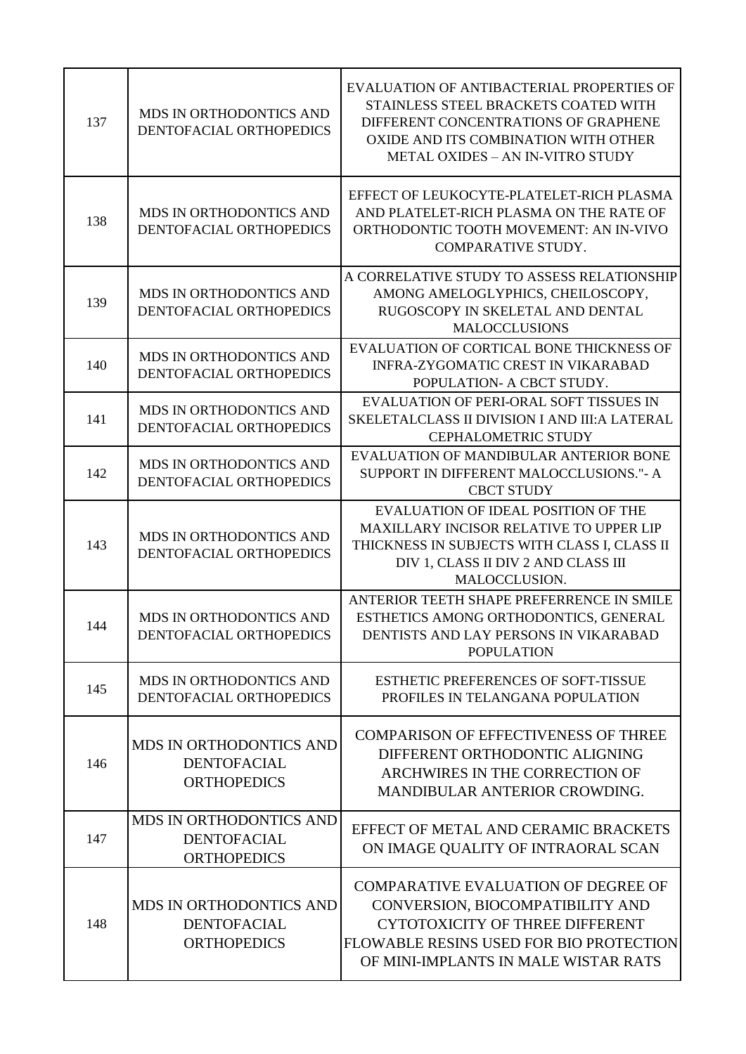| | | |
|---|---|---|
| 137 | MDS IN ORTHODONTICS AND DENTOFACIAL ORTHOPEDICS | EVALUATION OF ANTIBACTERIAL PROPERTIES OF STAINLESS STEEL BRACKETS COATED WITH DIFFERENT CONCENTRATIONS OF GRAPHENE OXIDE AND ITS COMBINATION WITH OTHER METAL OXIDES – AN IN-VITRO STUDY |
| 138 | MDS IN ORTHODONTICS AND DENTOFACIAL ORTHOPEDICS | EFFECT OF LEUKOCYTE-PLATELET-RICH PLASMA AND PLATELET-RICH PLASMA ON THE RATE OF ORTHODONTIC TOOTH MOVEMENT: AN IN-VIVO COMPARATIVE STUDY. |
| 139 | MDS IN ORTHODONTICS AND DENTOFACIAL ORTHOPEDICS | A CORRELATIVE STUDY TO ASSESS RELATIONSHIP AMONG AMELOGLYPHICS, CHEILOSCOPY, RUGOSCOPY IN SKELETAL AND DENTAL MALOCCLUSIONS |
| 140 | MDS IN ORTHODONTICS AND DENTOFACIAL ORTHOPEDICS | EVALUATION OF CORTICAL BONE THICKNESS OF INFRA-ZYGOMATIC CREST IN VIKARABAD POPULATION- A CBCT STUDY. |
| 141 | MDS IN ORTHODONTICS AND DENTOFACIAL ORTHOPEDICS | EVALUATION OF PERI-ORAL SOFT TISSUES IN SKELETALCLASS II DIVISION I AND III:A LATERAL CEPHALOMETRIC STUDY |
| 142 | MDS IN ORTHODONTICS AND DENTOFACIAL ORTHOPEDICS | EVALUATION OF MANDIBULAR ANTERIOR BONE SUPPORT IN DIFFERENT MALOCCLUSIONS."- A CBCT STUDY |
| 143 | MDS IN ORTHODONTICS AND DENTOFACIAL ORTHOPEDICS | EVALUATION OF IDEAL POSITION OF THE MAXILLARY INCISOR RELATIVE TO UPPER LIP THICKNESS IN SUBJECTS WITH CLASS I, CLASS II DIV 1, CLASS II DIV 2 AND CLASS III MALOCCLUSION. |
| 144 | MDS IN ORTHODONTICS AND DENTOFACIAL ORTHOPEDICS | ANTERIOR TEETH SHAPE PREFERRENCE IN SMILE ESTHETICS AMONG ORTHODONTICS, GENERAL DENTISTS AND LAY PERSONS IN VIKARABAD POPULATION |
| 145 | MDS IN ORTHODONTICS AND DENTOFACIAL ORTHOPEDICS | ESTHETIC PREFERENCES OF SOFT-TISSUE PROFILES IN TELANGANA POPULATION |
| 146 | MDS IN ORTHODONTICS AND DENTOFACIAL ORTHOPEDICS | COMPARISON OF EFFECTIVENESS OF THREE DIFFERENT ORTHODONTIC ALIGNING ARCHWIRES IN THE CORRECTION OF MANDIBULAR ANTERIOR CROWDING. |
| 147 | MDS IN ORTHODONTICS AND DENTOFACIAL ORTHOPEDICS | EFFECT OF METAL AND CERAMIC BRACKETS ON IMAGE QUALITY OF INTRAORAL SCAN |
| 148 | MDS IN ORTHODONTICS AND DENTOFACIAL ORTHOPEDICS | COMPARATIVE EVALUATION OF DEGREE OF CONVERSION, BIOCOMPATIBILITY AND CYTOTOXICITY OF THREE DIFFERENT FLOWABLE RESINS USED FOR BIO PROTECTION OF MINI-IMPLANTS IN MALE WISTAR RATS |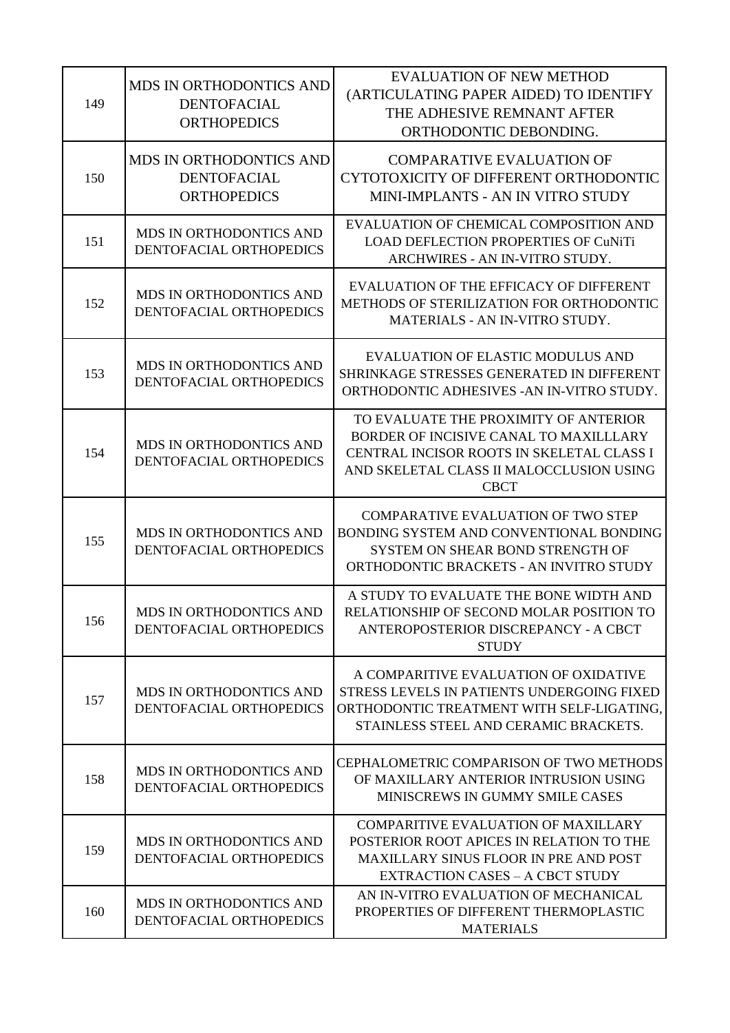| | | |
|---|---|---|
| 149 | MDS IN ORTHODONTICS AND DENTOFACIAL ORTHOPEDICS | EVALUATION OF NEW METHOD (ARTICULATING PAPER AIDED) TO IDENTIFY THE ADHESIVE REMNANT AFTER ORTHODONTIC DEBONDING. |
| 150 | MDS IN ORTHODONTICS AND DENTOFACIAL ORTHOPEDICS | COMPARATIVE EVALUATION OF CYTOTOXICITY OF DIFFERENT ORTHODONTIC MINI-IMPLANTS - AN IN VITRO STUDY |
| 151 | MDS IN ORTHODONTICS AND DENTOFACIAL ORTHOPEDICS | EVALUATION OF CHEMICAL COMPOSITION AND LOAD DEFLECTION PROPERTIES OF CuNiTi ARCHWIRES - AN IN-VITRO STUDY. |
| 152 | MDS IN ORTHODONTICS AND DENTOFACIAL ORTHOPEDICS | EVALUATION OF THE EFFICACY OF DIFFERENT METHODS OF STERILIZATION FOR ORTHODONTIC MATERIALS - AN IN-VITRO STUDY. |
| 153 | MDS IN ORTHODONTICS AND DENTOFACIAL ORTHOPEDICS | EVALUATION OF ELASTIC MODULUS AND SHRINKAGE STRESSES GENERATED IN DIFFERENT ORTHODONTIC ADHESIVES -AN IN-VITRO STUDY. |
| 154 | MDS IN ORTHODONTICS AND DENTOFACIAL ORTHOPEDICS | TO EVALUATE THE PROXIMITY OF ANTERIOR BORDER OF INCISIVE CANAL TO MAXILLLARY CENTRAL INCISOR ROOTS IN SKELETAL CLASS I AND SKELETAL CLASS II MALOCCLUSION USING CBCT |
| 155 | MDS IN ORTHODONTICS AND DENTOFACIAL ORTHOPEDICS | COMPARATIVE EVALUATION OF TWO STEP BONDING SYSTEM AND CONVENTIONAL BONDING SYSTEM ON SHEAR BOND STRENGTH OF ORTHODONTIC BRACKETS - AN INVITRO STUDY |
| 156 | MDS IN ORTHODONTICS AND DENTOFACIAL ORTHOPEDICS | A STUDY TO EVALUATE THE BONE WIDTH AND RELATIONSHIP OF SECOND MOLAR POSITION TO ANTEROPOSTERIOR DISCREPANCY - A CBCT STUDY |
| 157 | MDS IN ORTHODONTICS AND DENTOFACIAL ORTHOPEDICS | A COMPARITIVE EVALUATION OF OXIDATIVE STRESS LEVELS IN PATIENTS UNDERGOING FIXED ORTHODONTIC TREATMENT WITH SELF-LIGATING, STAINLESS STEEL AND CERAMIC BRACKETS. |
| 158 | MDS IN ORTHODONTICS AND DENTOFACIAL ORTHOPEDICS | CEPHALOMETRIC COMPARISON OF TWO METHODS OF MAXILLARY ANTERIOR INTRUSION USING MINISCREWS IN GUMMY SMILE CASES |
| 159 | MDS IN ORTHODONTICS AND DENTOFACIAL ORTHOPEDICS | COMPARITIVE EVALUATION OF MAXILLARY POSTERIOR ROOT APICES IN RELATION TO THE MAXILLARY SINUS FLOOR IN PRE AND POST EXTRACTION CASES – A CBCT STUDY |
| 160 | MDS IN ORTHODONTICS AND DENTOFACIAL ORTHOPEDICS | AN IN-VITRO EVALUATION OF MECHANICAL PROPERTIES OF DIFFERENT THERMOPLASTIC MATERIALS |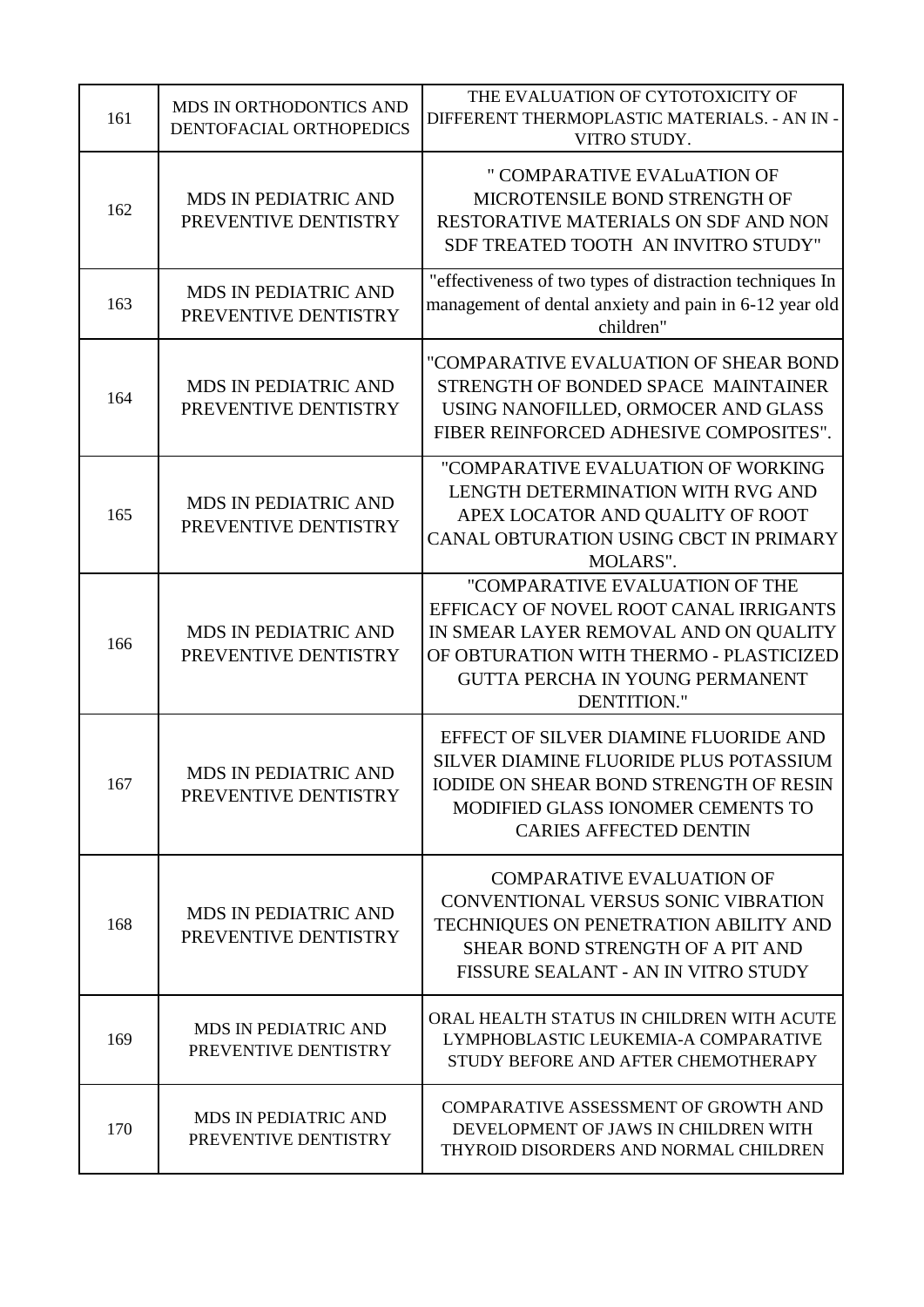| | | |
|---|---|---|
| 161 | MDS IN ORTHODONTICS AND DENTOFACIAL ORTHOPEDICS | THE EVALUATION OF CYTOTOXICITY OF DIFFERENT THERMOPLASTIC MATERIALS. - AN IN - VITRO STUDY. |
| 162 | MDS IN PEDIATRIC AND PREVENTIVE DENTISTRY | " COMPARATIVE EVALuATION OF MICROTENSILE BOND STRENGTH OF RESTORATIVE MATERIALS ON SDF AND NON SDF TREATED TOOTH AN INVITRO STUDY" |
| 163 | MDS IN PEDIATRIC AND PREVENTIVE DENTISTRY | "effectiveness of two types of distraction techniques In management of dental anxiety and pain in 6-12 year old children" |
| 164 | MDS IN PEDIATRIC AND PREVENTIVE DENTISTRY | "COMPARATIVE EVALUATION OF SHEAR BOND STRENGTH OF BONDED SPACE MAINTAINER USING NANOFILLED, ORMOCER AND GLASS FIBER REINFORCED ADHESIVE COMPOSITES". |
| 165 | MDS IN PEDIATRIC AND PREVENTIVE DENTISTRY | "COMPARATIVE EVALUATION OF WORKING LENGTH DETERMINATION WITH RVG AND APEX LOCATOR AND QUALITY OF ROOT CANAL OBTURATION USING CBCT IN PRIMARY MOLARS". |
| 166 | MDS IN PEDIATRIC AND PREVENTIVE DENTISTRY | "COMPARATIVE EVALUATION OF THE EFFICACY OF NOVEL ROOT CANAL IRRIGANTS IN SMEAR LAYER REMOVAL AND ON QUALITY OF OBTURATION WITH THERMO - PLASTICIZED GUTTA PERCHA IN YOUNG PERMANENT DENTITION." |
| 167 | MDS IN PEDIATRIC AND PREVENTIVE DENTISTRY | EFFECT OF SILVER DIAMINE FLUORIDE AND SILVER DIAMINE FLUORIDE PLUS POTASSIUM IODIDE ON SHEAR BOND STRENGTH OF RESIN MODIFIED GLASS IONOMER CEMENTS TO CARIES AFFECTED DENTIN |
| 168 | MDS IN PEDIATRIC AND PREVENTIVE DENTISTRY | COMPARATIVE EVALUATION OF CONVENTIONAL VERSUS SONIC VIBRATION TECHNIQUES ON PENETRATION ABILITY AND SHEAR BOND STRENGTH OF A PIT AND FISSURE SEALANT - AN IN VITRO STUDY |
| 169 | MDS IN PEDIATRIC AND PREVENTIVE DENTISTRY | ORAL HEALTH STATUS IN CHILDREN WITH ACUTE LYMPHOBLASTIC LEUKEMIA-A COMPARATIVE STUDY BEFORE AND AFTER CHEMOTHERAPY |
| 170 | MDS IN PEDIATRIC AND PREVENTIVE DENTISTRY | COMPARATIVE ASSESSMENT OF GROWTH AND DEVELOPMENT OF JAWS IN CHILDREN WITH THYROID DISORDERS AND NORMAL CHILDREN |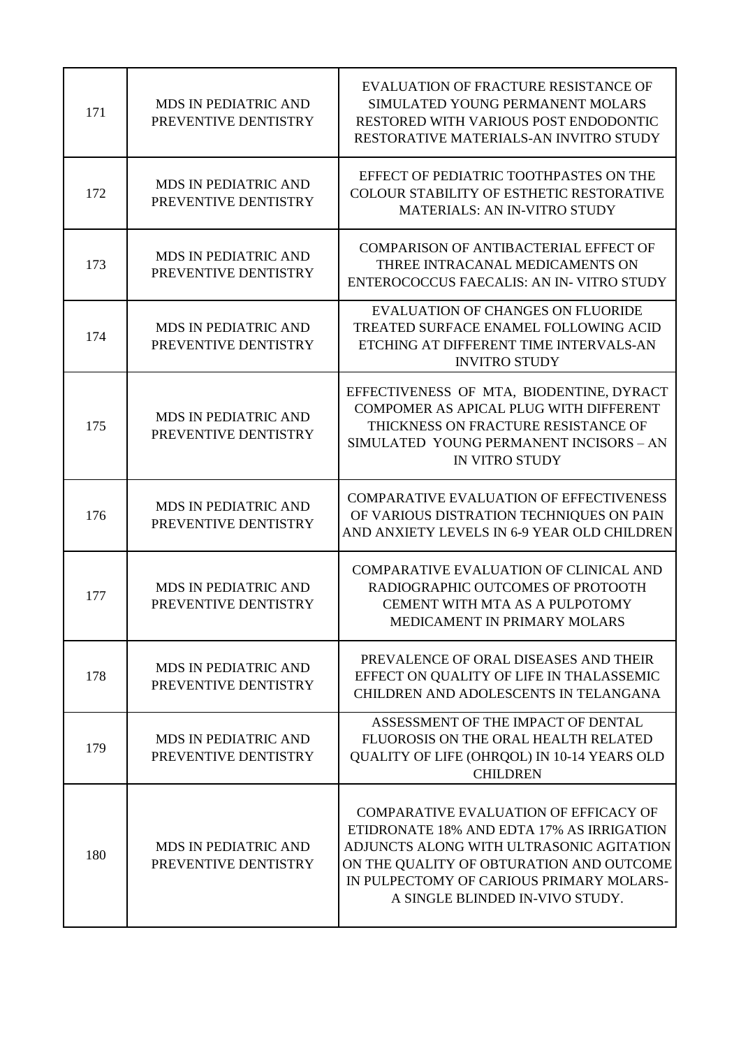| | | |
|---|---|---|
| 171 | MDS IN PEDIATRIC AND PREVENTIVE DENTISTRY | EVALUATION OF FRACTURE RESISTANCE OF SIMULATED YOUNG PERMANENT MOLARS RESTORED WITH VARIOUS POST ENDODONTIC RESTORATIVE MATERIALS-AN INVITRO STUDY |
| 172 | MDS IN PEDIATRIC AND PREVENTIVE DENTISTRY | EFFECT OF PEDIATRIC TOOTHPASTES ON THE COLOUR STABILITY OF ESTHETIC RESTORATIVE MATERIALS: AN IN-VITRO STUDY |
| 173 | MDS IN PEDIATRIC AND PREVENTIVE DENTISTRY | COMPARISON OF ANTIBACTERIAL EFFECT OF THREE INTRACANAL MEDICAMENTS ON ENTEROCOCCUS FAECALIS: AN IN- VITRO STUDY |
| 174 | MDS IN PEDIATRIC AND PREVENTIVE DENTISTRY | EVALUATION OF CHANGES ON FLUORIDE TREATED SURFACE ENAMEL FOLLOWING ACID ETCHING AT DIFFERENT TIME INTERVALS-AN INVITRO STUDY |
| 175 | MDS IN PEDIATRIC AND PREVENTIVE DENTISTRY | EFFECTIVENESS OF MTA, BIODENTINE, DYRACT COMPOMER AS APICAL PLUG WITH DIFFERENT THICKNESS ON FRACTURE RESISTANCE OF SIMULATED YOUNG PERMANENT INCISORS – AN IN VITRO STUDY |
| 176 | MDS IN PEDIATRIC AND PREVENTIVE DENTISTRY | COMPARATIVE EVALUATION OF EFFECTIVENESS OF VARIOUS DISTRATION TECHNIQUES ON PAIN AND ANXIETY LEVELS IN 6-9 YEAR OLD CHILDREN |
| 177 | MDS IN PEDIATRIC AND PREVENTIVE DENTISTRY | COMPARATIVE EVALUATION OF CLINICAL AND RADIOGRAPHIC OUTCOMES OF PROTOOTH CEMENT WITH MTA AS A PULPOTOMY MEDICAMENT IN PRIMARY MOLARS |
| 178 | MDS IN PEDIATRIC AND PREVENTIVE DENTISTRY | PREVALENCE OF ORAL DISEASES AND THEIR EFFECT ON QUALITY OF LIFE IN THALASSEMIC CHILDREN AND ADOLESCENTS IN TELANGANA |
| 179 | MDS IN PEDIATRIC AND PREVENTIVE DENTISTRY | ASSESSMENT OF THE IMPACT OF DENTAL FLUOROSIS ON THE ORAL HEALTH RELATED QUALITY OF LIFE (OHRQOL) IN 10-14 YEARS OLD CHILDREN |
| 180 | MDS IN PEDIATRIC AND PREVENTIVE DENTISTRY | COMPARATIVE EVALUATION OF EFFICACY OF ETIDRONATE 18% AND EDTA 17% AS IRRIGATION ADJUNCTS ALONG WITH ULTRASONIC AGITATION ON THE QUALITY OF OBTURATION AND OUTCOME IN PULPECTOMY OF CARIOUS PRIMARY MOLARS- A SINGLE BLINDED IN-VIVO STUDY. |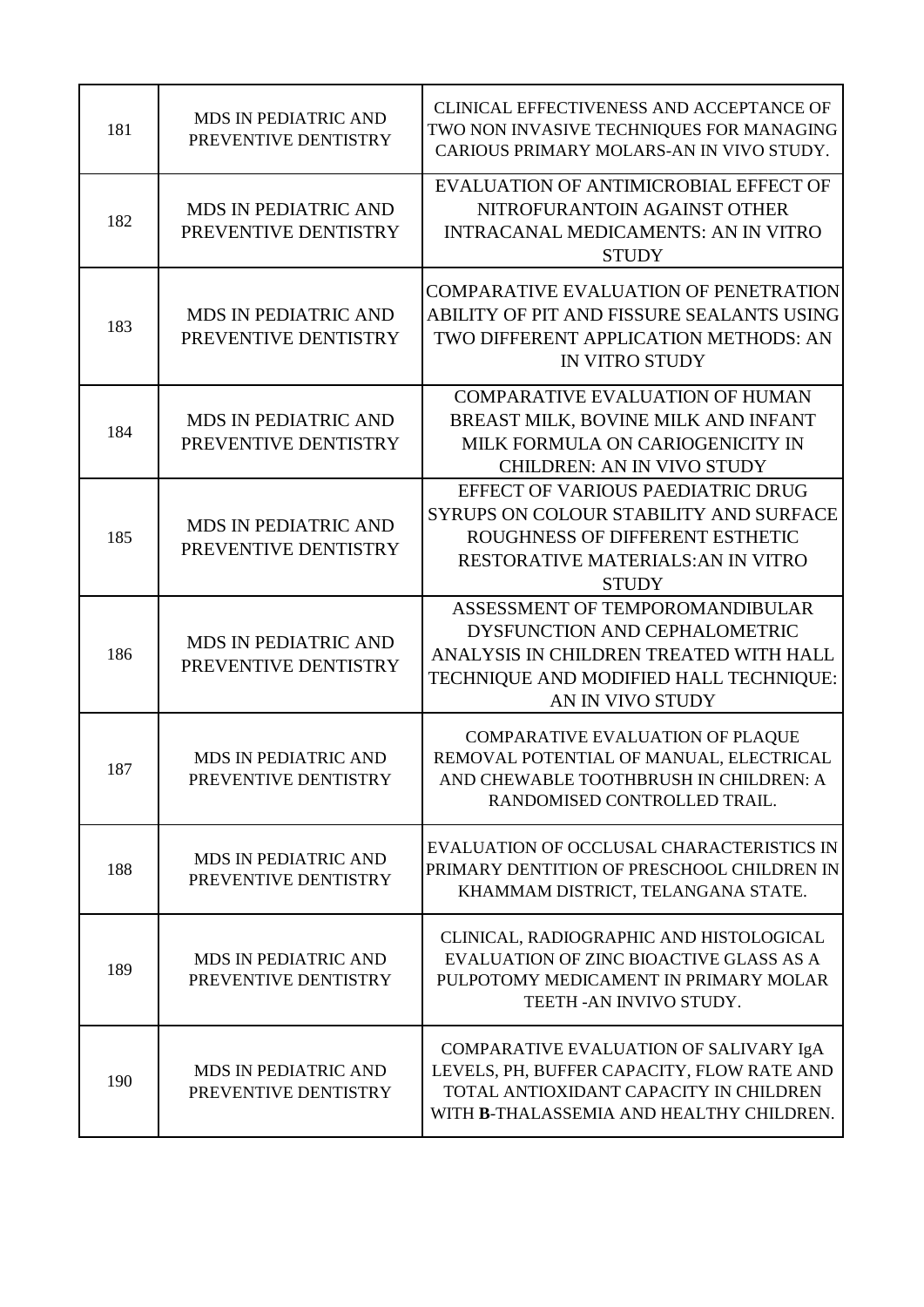| | | |
|---|---|---|
| 181 | MDS IN PEDIATRIC AND PREVENTIVE DENTISTRY | CLINICAL EFFECTIVENESS AND ACCEPTANCE OF TWO NON INVASIVE TECHNIQUES FOR MANAGING CARIOUS PRIMARY MOLARS-AN IN VIVO STUDY. |
| 182 | MDS IN PEDIATRIC AND PREVENTIVE DENTISTRY | EVALUATION OF ANTIMICROBIAL EFFECT OF NITROFURANTOIN AGAINST OTHER INTRACANAL MEDICAMENTS: AN IN VITRO STUDY |
| 183 | MDS IN PEDIATRIC AND PREVENTIVE DENTISTRY | COMPARATIVE EVALUATION OF PENETRATION ABILITY OF PIT AND FISSURE SEALANTS USING TWO DIFFERENT APPLICATION METHODS: AN IN VITRO STUDY |
| 184 | MDS IN PEDIATRIC AND PREVENTIVE DENTISTRY | COMPARATIVE EVALUATION OF HUMAN BREAST MILK, BOVINE MILK AND INFANT MILK FORMULA ON CARIOGENICITY IN CHILDREN: AN IN VIVO STUDY |
| 185 | MDS IN PEDIATRIC AND PREVENTIVE DENTISTRY | EFFECT OF VARIOUS PAEDIATRIC DRUG SYRUPS ON COLOUR STABILITY AND SURFACE ROUGHNESS OF DIFFERENT ESTHETIC RESTORATIVE MATERIALS:AN IN VITRO STUDY |
| 186 | MDS IN PEDIATRIC AND PREVENTIVE DENTISTRY | ASSESSMENT OF TEMPOROMANDIBULAR DYSFUNCTION AND CEPHALOMETRIC ANALYSIS IN CHILDREN TREATED WITH HALL TECHNIQUE AND MODIFIED HALL TECHNIQUE: AN IN VIVO STUDY |
| 187 | MDS IN PEDIATRIC AND PREVENTIVE DENTISTRY | COMPARATIVE EVALUATION OF PLAQUE REMOVAL POTENTIAL OF MANUAL, ELECTRICAL AND CHEWABLE TOOTHBRUSH IN CHILDREN: A RANDOMISED CONTROLLED TRAIL. |
| 188 | MDS IN PEDIATRIC AND PREVENTIVE DENTISTRY | EVALUATION OF OCCLUSAL CHARACTERISTICS IN PRIMARY DENTITION OF PRESCHOOL CHILDREN IN KHAMMAM DISTRICT, TELANGANA STATE. |
| 189 | MDS IN PEDIATRIC AND PREVENTIVE DENTISTRY | CLINICAL, RADIOGRAPHIC AND HISTOLOGICAL EVALUATION OF ZINC BIOACTIVE GLASS AS A PULPOTOMY MEDICAMENT IN PRIMARY MOLAR TEETH -AN INVIVO STUDY. |
| 190 | MDS IN PEDIATRIC AND PREVENTIVE DENTISTRY | COMPARATIVE EVALUATION OF SALIVARY IgA LEVELS, PH, BUFFER CAPACITY, FLOW RATE AND TOTAL ANTIOXIDANT CAPACITY IN CHILDREN WITH **B**-THALASSEMIA AND HEALTHY CHILDREN. |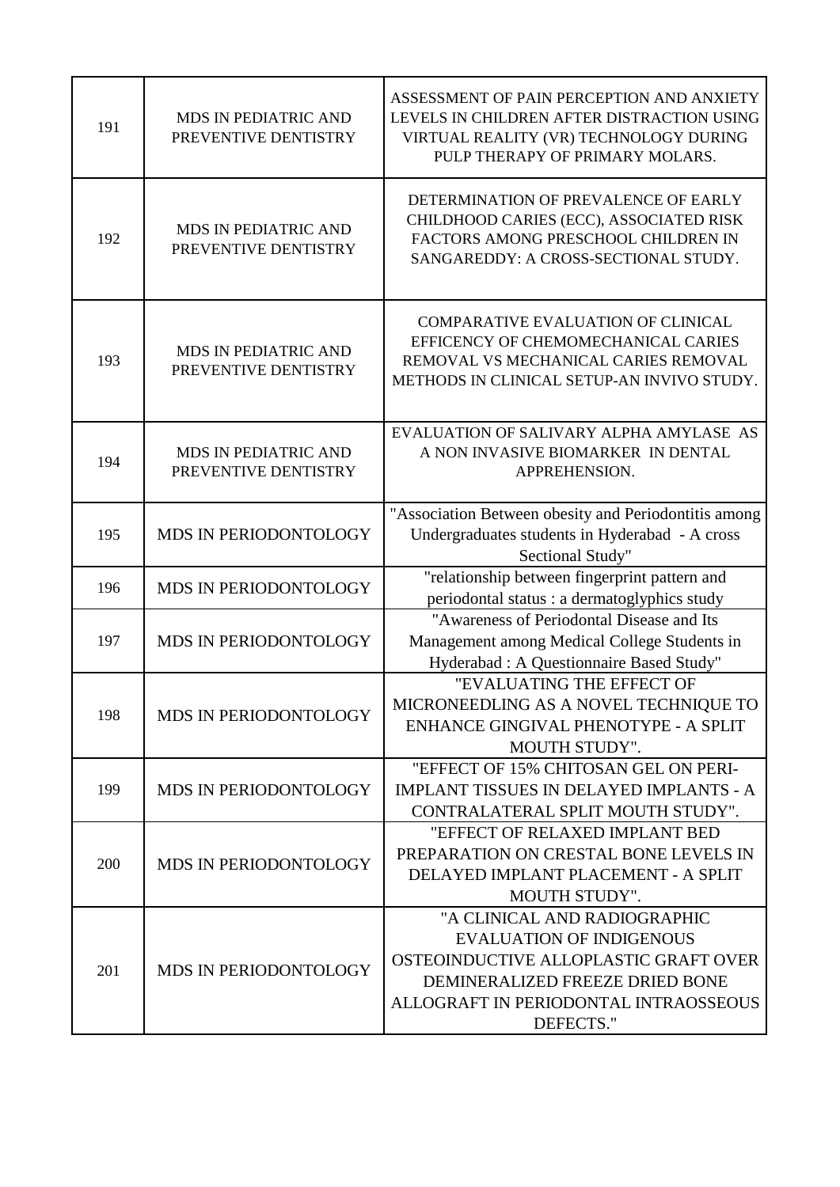| | | |
|---|---|---|
| 191 | MDS IN PEDIATRIC AND PREVENTIVE DENTISTRY | ASSESSMENT OF PAIN PERCEPTION AND ANXIETY LEVELS IN CHILDREN AFTER DISTRACTION USING VIRTUAL REALITY (VR) TECHNOLOGY DURING PULP THERAPY OF PRIMARY MOLARS. |
| 192 | MDS IN PEDIATRIC AND PREVENTIVE DENTISTRY | DETERMINATION OF PREVALENCE OF EARLY CHILDHOOD CARIES (ECC), ASSOCIATED RISK FACTORS AMONG PRESCHOOL CHILDREN IN SANGAREDDY: A CROSS-SECTIONAL STUDY. |
| 193 | MDS IN PEDIATRIC AND PREVENTIVE DENTISTRY | COMPARATIVE EVALUATION OF CLINICAL EFFICENCY OF CHEMOMECHANICAL CARIES REMOVAL VS MECHANICAL CARIES REMOVAL METHODS IN CLINICAL SETUP-AN INVIVO STUDY. |
| 194 | MDS IN PEDIATRIC AND PREVENTIVE DENTISTRY | EVALUATION OF SALIVARY ALPHA AMYLASE AS A NON INVASIVE BIOMARKER IN DENTAL APPREHENSION. |
| 195 | MDS IN PERIODONTOLOGY | "Association Between obesity and Periodontitis among Undergraduates students in Hyderabad - A cross Sectional Study" |
| 196 | MDS IN PERIODONTOLOGY | "relationship between fingerprint pattern and periodontal status : a dermatoglyphics study |
| 197 | MDS IN PERIODONTOLOGY | "Awareness of Periodontal Disease and Its Management among Medical College Students in Hyderabad : A Questionnaire Based Study" |
| 198 | MDS IN PERIODONTOLOGY | "EVALUATING THE EFFECT OF MICRONEEDLING AS A NOVEL TECHNIQUE TO ENHANCE GINGIVAL PHENOTYPE - A SPLIT MOUTH STUDY". |
| 199 | MDS IN PERIODONTOLOGY | "EFFECT OF 15% CHITOSAN GEL ON PERI-IMPLANT TISSUES IN DELAYED IMPLANTS - A CONTRALATERAL SPLIT MOUTH STUDY". |
| 200 | MDS IN PERIODONTOLOGY | "EFFECT OF RELAXED IMPLANT BED PREPARATION ON CRESTAL BONE LEVELS IN DELAYED IMPLANT PLACEMENT - A SPLIT MOUTH STUDY". |
| 201 | MDS IN PERIODONTOLOGY | "A CLINICAL AND RADIOGRAPHIC EVALUATION OF INDIGENOUS OSTEOINDUCTIVE ALLOPLASTIC GRAFT OVER DEMINERALIZED FREEZE DRIED BONE ALLOGRAFT IN PERIODONTAL INTRAOSSEOUS DEFECTS." |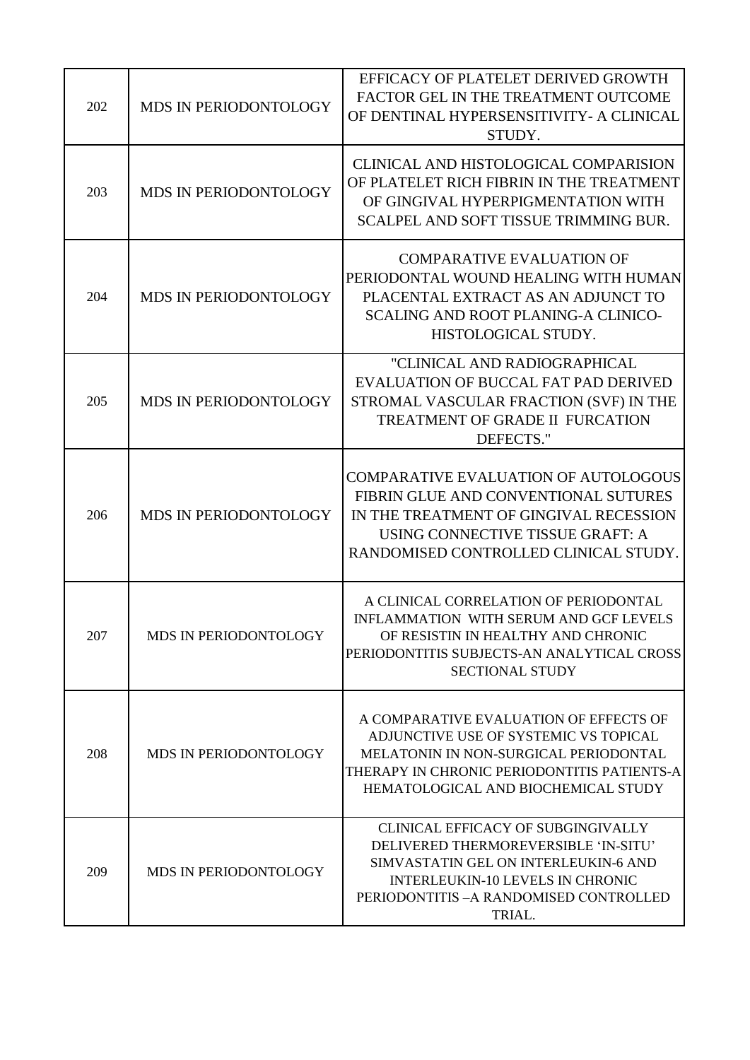| | | |
|---|---|---|
| 202 | MDS IN PERIODONTOLOGY | EFFICACY OF PLATELET DERIVED GROWTH FACTOR GEL IN THE TREATMENT OUTCOME OF DENTINAL HYPERSENSITIVITY- A CLINICAL STUDY. |
| 203 | MDS IN PERIODONTOLOGY | CLINICAL AND HISTOLOGICAL COMPARISION OF PLATELET RICH FIBRIN IN THE TREATMENT OF GINGIVAL HYPERPIGMENTATION WITH SCALPEL AND SOFT TISSUE TRIMMING BUR. |
| 204 | MDS IN PERIODONTOLOGY | COMPARATIVE EVALUATION OF PERIODONTAL WOUND HEALING WITH HUMAN PLACENTAL EXTRACT AS AN ADJUNCT TO SCALING AND ROOT PLANING-A CLINICO-HISTOLOGICAL STUDY. |
| 205 | MDS IN PERIODONTOLOGY | "CLINICAL AND RADIOGRAPHICAL EVALUATION OF BUCCAL FAT PAD DERIVED STROMAL VASCULAR FRACTION (SVF) IN THE TREATMENT OF GRADE II FURCATION DEFECTS." |
| 206 | MDS IN PERIODONTOLOGY | COMPARATIVE EVALUATION OF AUTOLOGOUS FIBRIN GLUE AND CONVENTIONAL SUTURES IN THE TREATMENT OF GINGIVAL RECESSION USING CONNECTIVE TISSUE GRAFT: A RANDOMISED CONTROLLED CLINICAL STUDY. |
| 207 | MDS IN PERIODONTOLOGY | A CLINICAL CORRELATION OF PERIODONTAL INFLAMMATION WITH SERUM AND GCF LEVELS OF RESISTIN IN HEALTHY AND CHRONIC PERIODONTITIS SUBJECTS-AN ANALYTICAL CROSS SECTIONAL STUDY |
| 208 | MDS IN PERIODONTOLOGY | A COMPARATIVE EVALUATION OF EFFECTS OF ADJUNCTIVE USE OF SYSTEMIC VS TOPICAL MELATONIN IN NON-SURGICAL PERIODONTAL THERAPY IN CHRONIC PERIODONTITIS PATIENTS-A HEMATOLOGICAL AND BIOCHEMICAL STUDY |
| 209 | MDS IN PERIODONTOLOGY | CLINICAL EFFICACY OF SUBGINGIVALLY DELIVERED THERMOREVERSIBLE 'IN-SITU' SIMVASTATIN GEL ON INTERLEUKIN-6 AND INTERLEUKIN-10 LEVELS IN CHRONIC PERIODONTITIS –A RANDOMISED CONTROLLED TRIAL. |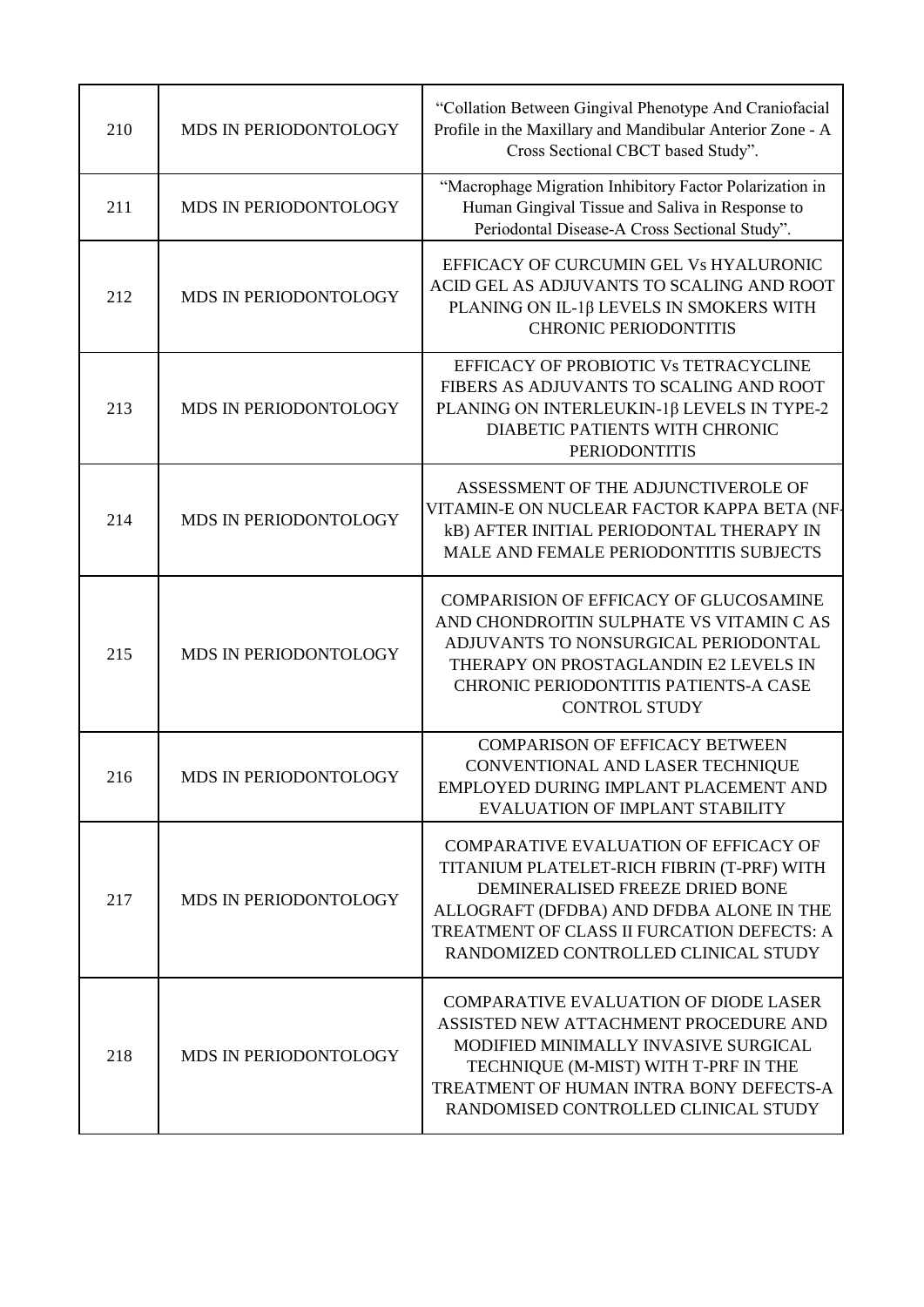| 210 | MDS IN PERIODONTOLOGY | “Collation Between Gingival Phenotype And Craniofacial Profile in the Maxillary and Mandibular Anterior Zone - A Cross Sectional CBCT based Study”. |
|---|---|---|
| 211 | MDS IN PERIODONTOLOGY | “Macrophage Migration Inhibitory Factor Polarization in Human Gingival Tissue and Saliva in Response to Periodontal Disease-A Cross Sectional Study”. |
| 212 | MDS IN PERIODONTOLOGY | EFFICACY OF CURCUMIN GEL Vs HYALURONIC ACID GEL AS ADJUVANTS TO SCALING AND ROOT PLANING ON IL-1β LEVELS IN SMOKERS WITH CHRONIC PERIODONTITIS |
| 213 | MDS IN PERIODONTOLOGY | EFFICACY OF PROBIOTIC Vs TETRACYCLINE FIBERS AS ADJUVANTS TO SCALING AND ROOT PLANING ON INTERLEUKIN-1β LEVELS IN TYPE-2 DIABETIC PATIENTS WITH CHRONIC PERIODONTITIS |
| 214 | MDS IN PERIODONTOLOGY | ASSESSMENT OF THE ADJUNCTIVEROLE OF VITAMIN-E ON NUCLEAR FACTOR KAPPA BETA (NF-kB) AFTER INITIAL PERIODONTAL THERAPY IN MALE AND FEMALE PERIODONTITIS SUBJECTS |
| 215 | MDS IN PERIODONTOLOGY | COMPARISION OF EFFICACY OF GLUCOSAMINE AND CHONDROITIN SULPHATE VS VITAMIN C AS ADJUVANTS TO NONSURGICAL PERIODONTAL THERAPY ON PROSTAGLANDIN E2 LEVELS IN CHRONIC PERIODONTITIS PATIENTS-A CASE CONTROL STUDY |
| 216 | MDS IN PERIODONTOLOGY | COMPARISON OF EFFICACY BETWEEN CONVENTIONAL AND LASER TECHNIQUE EMPLOYED DURING IMPLANT PLACEMENT AND EVALUATION OF IMPLANT STABILITY |
| 217 | MDS IN PERIODONTOLOGY | COMPARATIVE EVALUATION OF EFFICACY OF TITANIUM PLATELET-RICH FIBRIN (T-PRF) WITH DEMINERALISED FREEZE DRIED BONE ALLOGRAFT (DFDBA) AND DFDBA ALONE IN THE TREATMENT OF CLASS II FURCATION DEFECTS: A RANDOMIZED CONTROLLED CLINICAL STUDY |
| 218 | MDS IN PERIODONTOLOGY | COMPARATIVE EVALUATION OF DIODE LASER ASSISTED NEW ATTACHMENT PROCEDURE AND MODIFIED MINIMALLY INVASIVE SURGICAL TECHNIQUE (M-MIST) WITH T-PRF IN THE TREATMENT OF HUMAN INTRA BONY DEFECTS-A RANDOMISED CONTROLLED CLINICAL STUDY |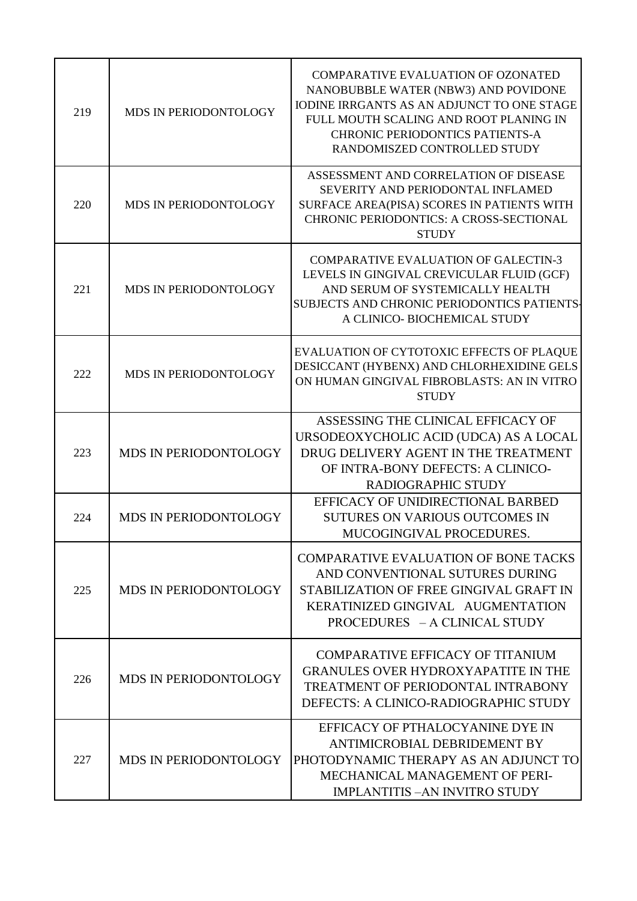| | | |
|---|---|---|
| 219 | MDS IN PERIODONTOLOGY | COMPARATIVE EVALUATION OF OZONATED NANOBUBBLE WATER (NBW3) AND POVIDONE IODINE IRRGANTS AS AN ADJUNCT TO ONE STAGE FULL MOUTH SCALING AND ROOT PLANING IN CHRONIC PERIODONTICS PATIENTS-A RANDOMISZED CONTROLLED STUDY |
| 220 | MDS IN PERIODONTOLOGY | ASSESSMENT AND CORRELATION OF DISEASE SEVERITY AND PERIODONTAL INFLAMED SURFACE AREA(PISA) SCORES IN PATIENTS WITH CHRONIC PERIODONTICS: A CROSS-SECTIONAL STUDY |
| 221 | MDS IN PERIODONTOLOGY | COMPARATIVE EVALUATION OF GALECTIN-3 LEVELS IN GINGIVAL CREVICULAR FLUID (GCF) AND SERUM OF SYSTEMICALLY HEALTH SUBJECTS AND CHRONIC PERIODONTICS PATIENTS-A CLINICO- BIOCHEMICAL STUDY |
| 222 | MDS IN PERIODONTOLOGY | EVALUATION OF CYTOTOXIC EFFECTS OF PLAQUE DESICCANT (HYBENX) AND CHLORHEXIDINE GELS ON HUMAN GINGIVAL FIBROBLASTS: AN IN VITRO STUDY |
| 223 | MDS IN PERIODONTOLOGY | ASSESSING THE CLINICAL EFFICACY OF URSODEOXYCHOLIC ACID (UDCA) AS A LOCAL DRUG DELIVERY AGENT IN THE TREATMENT OF INTRA-BONY DEFECTS: A CLINICO-RADIOGRAPHIC STUDY |
| 224 | MDS IN PERIODONTOLOGY | EFFICACY OF UNIDIRECTIONAL BARBED SUTURES ON VARIOUS OUTCOMES IN MUCOGINGIVAL PROCEDURES. |
| 225 | MDS IN PERIODONTOLOGY | COMPARATIVE EVALUATION OF BONE TACKS AND CONVENTIONAL SUTURES DURING STABILIZATION OF FREE GINGIVAL GRAFT IN KERATINIZED GINGIVAL AUGMENTATION PROCEDURES – A CLINICAL STUDY |
| 226 | MDS IN PERIODONTOLOGY | COMPARATIVE EFFICACY OF TITANIUM GRANULES OVER HYDROXYAPATITE IN THE TREATMENT OF PERIODONTAL INTRABONY DEFECTS: A CLINICO-RADIOGRAPHIC STUDY |
| 227 | MDS IN PERIODONTOLOGY | EFFICACY OF PTHALOCYANINE DYE IN ANTIMICROBIAL DEBRIDEMENT BY PHOTODYNAMIC THERAPY AS AN ADJUNCT TO MECHANICAL MANAGEMENT OF PERI-IMPLANTITIS –AN INVITRO STUDY |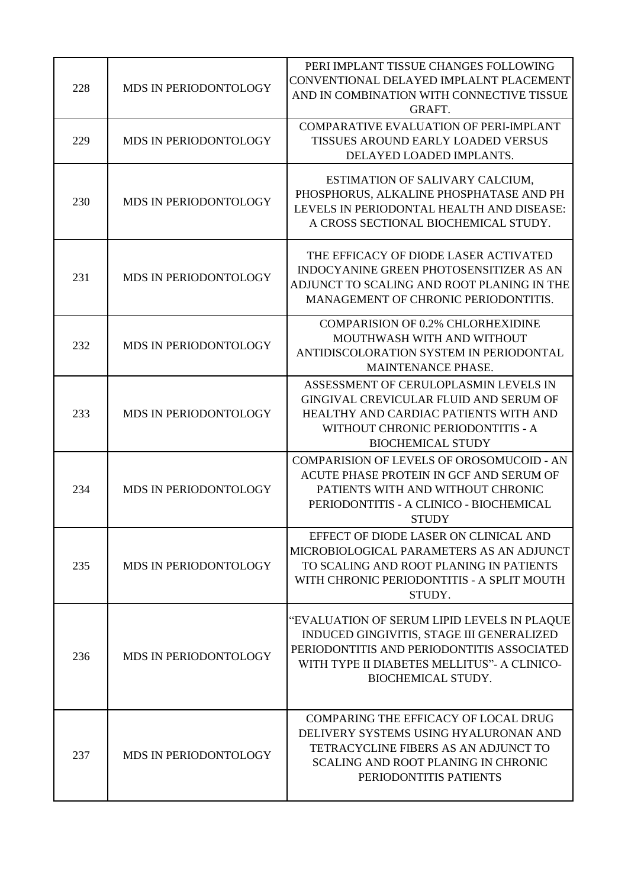| | | |
|---|---|---|
| 228 | MDS IN PERIODONTOLOGY | PERI IMPLANT TISSUE CHANGES FOLLOWING CONVENTIONAL DELAYED IMPLALNT PLACEMENT AND IN COMBINATION WITH CONNECTIVE TISSUE GRAFT. |
| 229 | MDS IN PERIODONTOLOGY | COMPARATIVE EVALUATION OF PERI-IMPLANT TISSUES AROUND EARLY LOADED VERSUS DELAYED LOADED IMPLANTS. |
| 230 | MDS IN PERIODONTOLOGY | ESTIMATION OF SALIVARY CALCIUM, PHOSPHORUS, ALKALINE PHOSPHATASE AND PH LEVELS IN PERIODONTAL HEALTH AND DISEASE: A CROSS SECTIONAL BIOCHEMICAL STUDY. |
| 231 | MDS IN PERIODONTOLOGY | THE EFFICACY OF DIODE LASER ACTIVATED INDOCYANINE GREEN PHOTOSENSITIZER AS AN ADJUNCT TO SCALING AND ROOT PLANING IN THE MANAGEMENT OF CHRONIC PERIODONTITIS. |
| 232 | MDS IN PERIODONTOLOGY | COMPARISION OF 0.2% CHLORHEXIDINE MOUTHWASH WITH AND WITHOUT ANTIDISCOLORATION SYSTEM IN PERIODONTAL MAINTENANCE PHASE. |
| 233 | MDS IN PERIODONTOLOGY | ASSESSMENT OF CERULOPLASMIN LEVELS IN GINGIVAL CREVICULAR FLUID AND SERUM OF HEALTHY AND CARDIAC PATIENTS WITH AND WITHOUT CHRONIC PERIODONTITIS - A BIOCHEMICAL STUDY |
| 234 | MDS IN PERIODONTOLOGY | COMPARISION OF LEVELS OF OROSOMUCOID - AN ACUTE PHASE PROTEIN IN GCF AND SERUM OF PATIENTS WITH AND WITHOUT CHRONIC PERIODONTITIS - A CLINICO - BIOCHEMICAL STUDY |
| 235 | MDS IN PERIODONTOLOGY | EFFECT OF DIODE LASER ON CLINICAL AND MICROBIOLOGICAL PARAMETERS AS AN ADJUNCT TO SCALING AND ROOT PLANING IN PATIENTS WITH CHRONIC PERIODONTITIS - A SPLIT MOUTH STUDY. |
| 236 | MDS IN PERIODONTOLOGY | "EVALUATION OF SERUM LIPID LEVELS IN PLAQUE INDUCED GINGIVITIS, STAGE III GENERALIZED PERIODONTITIS AND PERIODONTITIS ASSOCIATED WITH TYPE II DIABETES MELLITUS"- A CLINICO-BIOCHEMICAL STUDY. |
| 237 | MDS IN PERIODONTOLOGY | COMPARING THE EFFICACY OF LOCAL DRUG DELIVERY SYSTEMS USING HYALURONAN AND TETRACYCLINE FIBERS AS AN ADJUNCT TO SCALING AND ROOT PLANING IN CHRONIC PERIODONTITIS PATIENTS |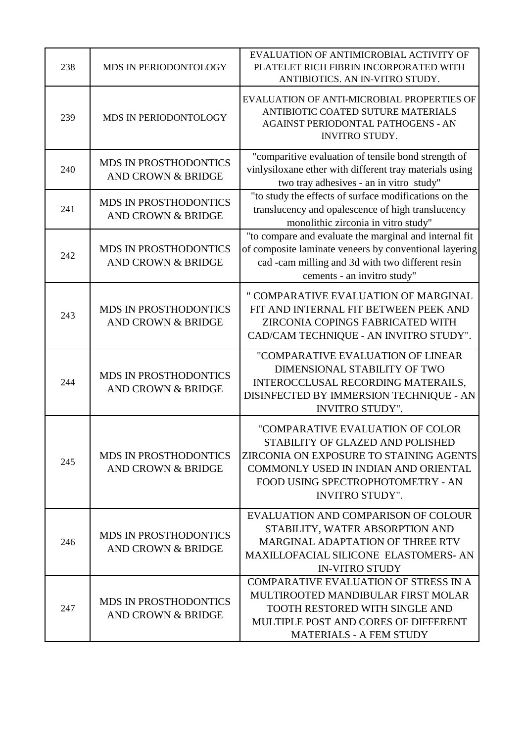| | | |
|---|---|---|
| 238 | MDS IN PERIODONTOLOGY | EVALUATION OF ANTIMICROBIAL ACTIVITY OF PLATELET RICH FIBRIN INCORPORATED WITH ANTIBIOTICS. AN IN-VITRO STUDY. |
| 239 | MDS IN PERIODONTOLOGY | EVALUATION OF ANTI-MICROBIAL PROPERTIES OF ANTIBIOTIC COATED SUTURE MATERIALS AGAINST PERIODONTAL PATHOGENS - AN INVITRO STUDY. |
| 240 | MDS IN PROSTHODONTICS AND CROWN & BRIDGE | "comparitive evaluation of tensile bond strength of vinlysiloxane ether with different tray materials using two tray adhesives - an in vitro study" |
| 241 | MDS IN PROSTHODONTICS AND CROWN & BRIDGE | "to study the effects of surface modifications on the translucency and opalescence of high translucency monolithic zirconia in vitro study" |
| 242 | MDS IN PROSTHODONTICS AND CROWN & BRIDGE | "to compare and evaluate the marginal and internal fit of composite laminate veneers by conventional layering cad -cam milling and 3d with two different resin cements - an invitro study" |
| 243 | MDS IN PROSTHODONTICS AND CROWN & BRIDGE | " COMPARATIVE EVALUATION OF MARGINAL FIT AND INTERNAL FIT BETWEEN PEEK AND ZIRCONIA COPINGS FABRICATED WITH CAD/CAM TECHNIQUE - AN INVITRO STUDY". |
| 244 | MDS IN PROSTHODONTICS AND CROWN & BRIDGE | "COMPARATIVE EVALUATION OF LINEAR DIMENSIONAL STABILITY OF TWO INTEROCCLUSAL RECORDING MATERAILS, DISINFECTED BY IMMERSION TECHNIQUE - AN INVITRO STUDY". |
| 245 | MDS IN PROSTHODONTICS AND CROWN & BRIDGE | "COMPARATIVE EVALUATION OF COLOR STABILITY OF GLAZED AND POLISHED ZIRCONIA ON EXPOSURE TO STAINING AGENTS COMMONLY USED IN INDIAN AND ORIENTAL FOOD USING SPECTROPHOTOMETRY - AN INVITRO STUDY". |
| 246 | MDS IN PROSTHODONTICS AND CROWN & BRIDGE | EVALUATION AND COMPARISON OF COLOUR STABILITY, WATER ABSORPTION AND MARGINAL ADAPTATION OF THREE RTV MAXILLOFACIAL SILICONE ELASTOMERS- AN IN-VITRO STUDY |
| 247 | MDS IN PROSTHODONTICS AND CROWN & BRIDGE | COMPARATIVE EVALUATION OF STRESS IN A MULTIROOTED MANDIBULAR FIRST MOLAR TOOTH RESTORED WITH SINGLE AND MULTIPLE POST AND CORES OF DIFFERENT MATERIALS - A FEM STUDY |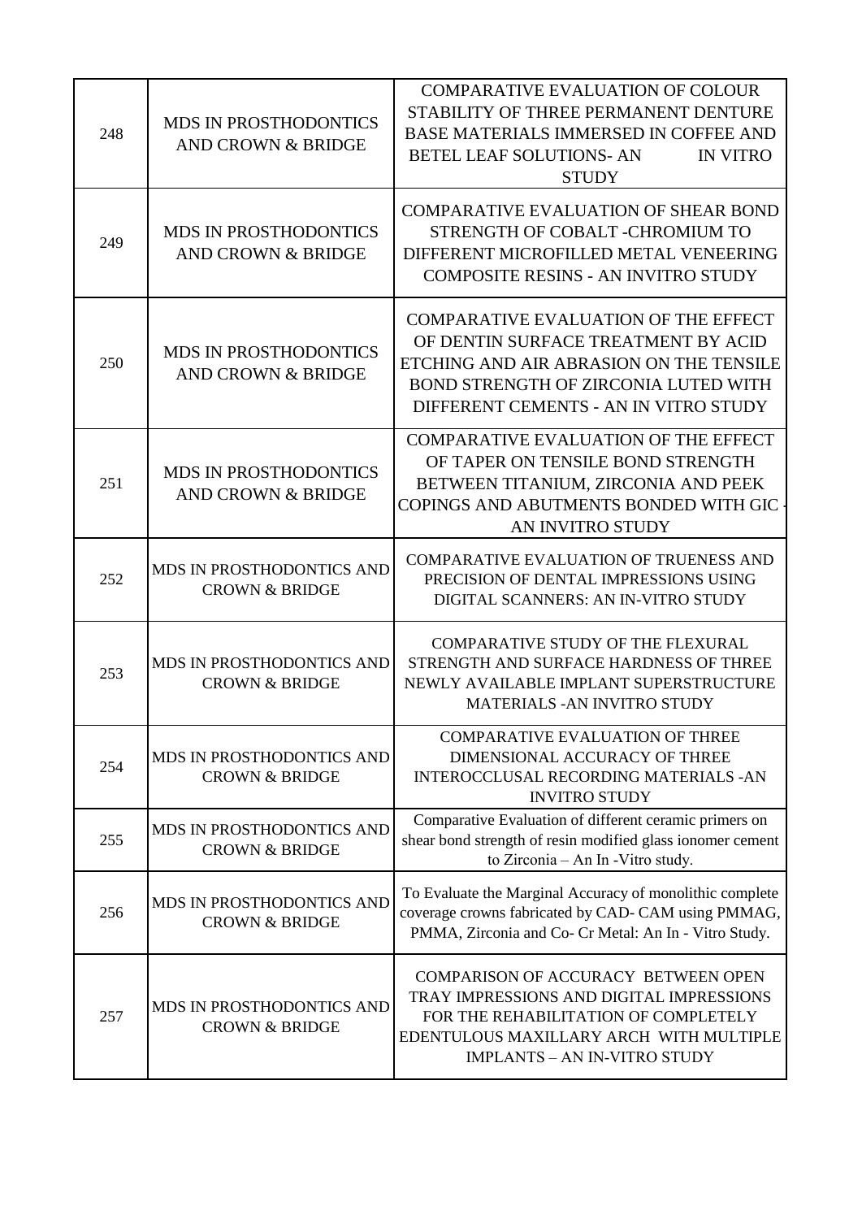| | | |
|---|---|---|
| 248 | MDS IN PROSTHODONTICS AND CROWN & BRIDGE | COMPARATIVE EVALUATION OF COLOUR STABILITY OF THREE PERMANENT DENTURE BASE MATERIALS IMMERSED IN COFFEE AND BETEL LEAF SOLUTIONS- AN IN VITRO STUDY |
| 249 | MDS IN PROSTHODONTICS AND CROWN & BRIDGE | COMPARATIVE EVALUATION OF SHEAR BOND STRENGTH OF COBALT -CHROMIUM TO DIFFERENT MICROFILLED METAL VENEERING COMPOSITE RESINS - AN INVITRO STUDY |
| 250 | MDS IN PROSTHODONTICS AND CROWN & BRIDGE | COMPARATIVE EVALUATION OF THE EFFECT OF DENTIN SURFACE TREATMENT BY ACID ETCHING AND AIR ABRASION ON THE TENSILE BOND STRENGTH OF ZIRCONIA LUTED WITH DIFFERENT CEMENTS - AN IN VITRO STUDY |
| 251 | MDS IN PROSTHODONTICS AND CROWN & BRIDGE | COMPARATIVE EVALUATION OF THE EFFECT OF TAPER ON TENSILE BOND STRENGTH BETWEEN TITANIUM, ZIRCONIA AND PEEK COPINGS AND ABUTMENTS BONDED WITH GIC - AN INVITRO STUDY |
| 252 | MDS IN PROSTHODONTICS AND CROWN & BRIDGE | COMPARATIVE EVALUATION OF TRUENESS AND PRECISION OF DENTAL IMPRESSIONS USING DIGITAL SCANNERS: AN IN-VITRO STUDY |
| 253 | MDS IN PROSTHODONTICS AND CROWN & BRIDGE | COMPARATIVE STUDY OF THE FLEXURAL STRENGTH AND SURFACE HARDNESS OF THREE NEWLY AVAILABLE IMPLANT SUPERSTRUCTURE MATERIALS -AN INVITRO STUDY |
| 254 | MDS IN PROSTHODONTICS AND CROWN & BRIDGE | COMPARATIVE EVALUATION OF THREE DIMENSIONAL ACCURACY OF THREE INTEROCCLUSAL RECORDING MATERIALS -AN INVITRO STUDY |
| 255 | MDS IN PROSTHODONTICS AND CROWN & BRIDGE | Comparative Evaluation of different ceramic primers on shear bond strength of resin modified glass ionomer cement to Zirconia – An In -Vitro study. |
| 256 | MDS IN PROSTHODONTICS AND CROWN & BRIDGE | To Evaluate the Marginal Accuracy of monolithic complete coverage crowns fabricated by CAD- CAM using PMMAG, PMMA, Zirconia and Co- Cr Metal: An In - Vitro Study. |
| 257 | MDS IN PROSTHODONTICS AND CROWN & BRIDGE | COMPARISON OF ACCURACY BETWEEN OPEN TRAY IMPRESSIONS AND DIGITAL IMPRESSIONS FOR THE REHABILITATION OF COMPLETELY EDENTULOUS MAXILLARY ARCH WITH MULTIPLE IMPLANTS – AN IN-VITRO STUDY |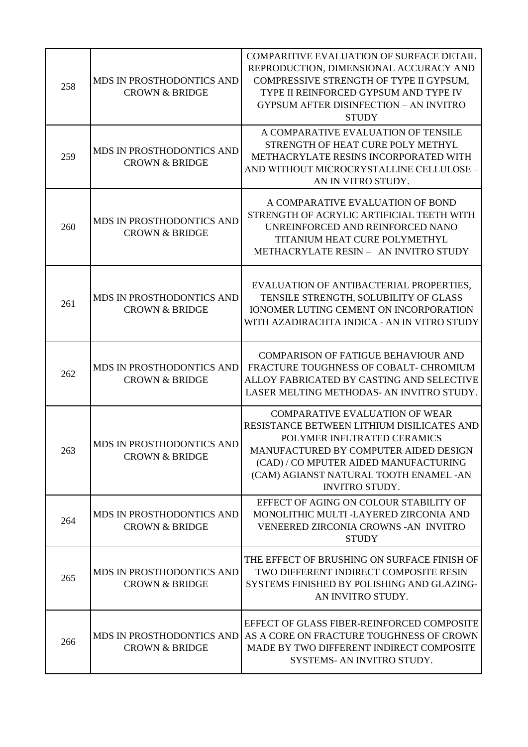| | | |
|---|---|---|
| 258 | MDS IN PROSTHODONTICS AND CROWN & BRIDGE | COMPARITIVE EVALUATION OF SURFACE DETAIL REPRODUCTION, DIMENSIONAL ACCURACY AND COMPRESSIVE STRENGTH OF TYPE II GYPSUM, TYPE II REINFORCED GYPSUM AND TYPE IV GYPSUM AFTER DISINFECTION – AN INVITRO STUDY |
| 259 | MDS IN PROSTHODONTICS AND CROWN & BRIDGE | A COMPARATIVE EVALUATION OF TENSILE STRENGTH OF HEAT CURE POLY METHYL METHACRYLATE RESINS INCORPORATED WITH AND WITHOUT MICROCRYSTALLINE CELLULOSE – AN IN VITRO STUDY. |
| 260 | MDS IN PROSTHODONTICS AND CROWN & BRIDGE | A COMPARATIVE EVALUATION OF BOND STRENGTH OF ACRYLIC ARTIFICIAL TEETH WITH UNREINFORCED AND REINFORCED NANO TITANIUM HEAT CURE POLYMETHYL METHACRYLATE RESIN – AN INVITRO STUDY |
| 261 | MDS IN PROSTHODONTICS AND CROWN & BRIDGE | EVALUATION OF ANTIBACTERIAL PROPERTIES, TENSILE STRENGTH, SOLUBILITY OF GLASS IONOMER LUTING CEMENT ON INCORPORATION WITH AZADIRACHTA INDICA - AN IN VITRO STUDY |
| 262 | MDS IN PROSTHODONTICS AND CROWN & BRIDGE | COMPARISON OF FATIGUE BEHAVIOUR AND FRACTURE TOUGHNESS OF COBALT- CHROMIUM ALLOY FABRICATED BY CASTING AND SELECTIVE LASER MELTING METHODAS- AN INVITRO STUDY. |
| 263 | MDS IN PROSTHODONTICS AND CROWN & BRIDGE | COMPARATIVE EVALUATION OF WEAR RESISTANCE BETWEEN LITHIUM DISILICATES AND POLYMER INFLTRATED CERAMICS MANUFACTURED BY COMPUTER AIDED DESIGN (CAD) / CO MPUTER AIDED MANUFACTURING (CAM) AGIANST NATURAL TOOTH ENAMEL -AN INVITRO STUDY. |
| 264 | MDS IN PROSTHODONTICS AND CROWN & BRIDGE | EFFECT OF AGING ON COLOUR STABILITY OF MONOLITHIC MULTI -LAYERED ZIRCONIA AND VENEERED ZIRCONIA CROWNS -AN INVITRO STUDY |
| 265 | MDS IN PROSTHODONTICS AND CROWN & BRIDGE | THE EFFECT OF BRUSHING ON SURFACE FINISH OF TWO DIFFERENT INDIRECT COMPOSITE RESIN SYSTEMS FINISHED BY POLISHING AND GLAZING- AN INVITRO STUDY. |
| 266 | MDS IN PROSTHODONTICS AND CROWN & BRIDGE | EFFECT OF GLASS FIBER-REINFORCED COMPOSITE AS A CORE ON FRACTURE TOUGHNESS OF CROWN MADE BY TWO DIFFERENT INDIRECT COMPOSITE SYSTEMS- AN INVITRO STUDY. |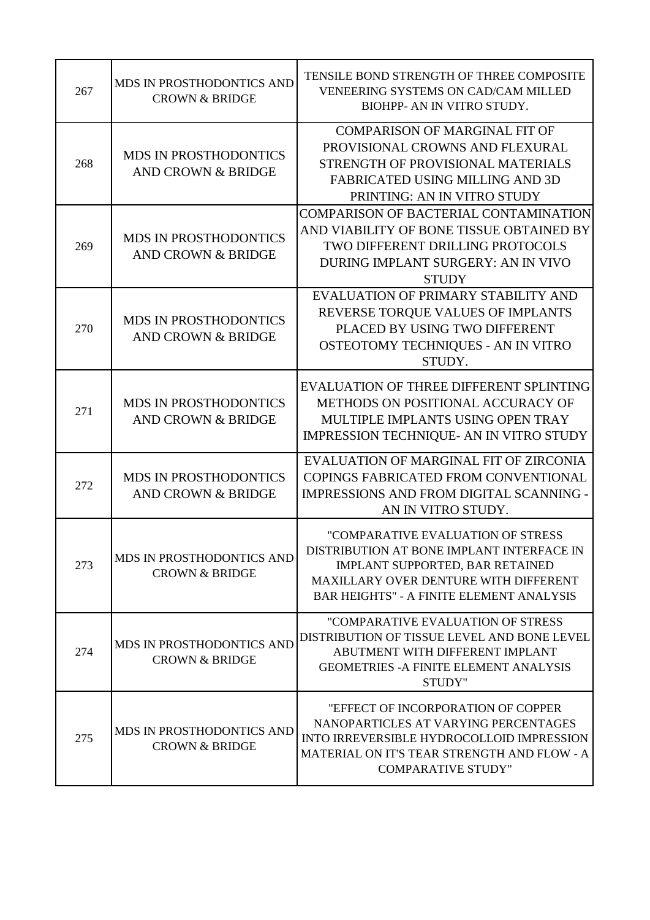| | | |
|---|---|---|
| 267 | MDS IN PROSTHODONTICS AND CROWN & BRIDGE | TENSILE BOND STRENGTH OF THREE COMPOSITE VENEERING SYSTEMS ON CAD/CAM MILLED BIOHPP- AN IN VITRO STUDY. |
| 268 | MDS IN PROSTHODONTICS AND CROWN & BRIDGE | COMPARISON OF MARGINAL FIT OF PROVISIONAL CROWNS AND FLEXURAL STRENGTH OF PROVISIONAL MATERIALS FABRICATED USING MILLING AND 3D PRINTING: AN IN VITRO STUDY |
| 269 | MDS IN PROSTHODONTICS AND CROWN & BRIDGE | COMPARISON OF BACTERIAL CONTAMINATION AND VIABILITY OF BONE TISSUE OBTAINED BY TWO DIFFERENT DRILLING PROTOCOLS DURING IMPLANT SURGERY: AN IN VIVO STUDY |
| 270 | MDS IN PROSTHODONTICS AND CROWN & BRIDGE | EVALUATION OF PRIMARY STABILITY AND REVERSE TORQUE VALUES OF IMPLANTS PLACED BY USING TWO DIFFERENT OSTEOTOMY TECHNIQUES - AN IN VITRO STUDY. |
| 271 | MDS IN PROSTHODONTICS AND CROWN & BRIDGE | EVALUATION OF THREE DIFFERENT SPLINTING METHODS ON POSITIONAL ACCURACY OF MULTIPLE IMPLANTS USING OPEN TRAY IMPRESSION TECHNIQUE- AN IN VITRO STUDY |
| 272 | MDS IN PROSTHODONTICS AND CROWN & BRIDGE | EVALUATION OF MARGINAL FIT OF ZIRCONIA COPINGS FABRICATED FROM CONVENTIONAL IMPRESSIONS AND FROM DIGITAL SCANNING - AN IN VITRO STUDY. |
| 273 | MDS IN PROSTHODONTICS AND CROWN & BRIDGE | "COMPARATIVE EVALUATION OF STRESS DISTRIBUTION AT BONE IMPLANT INTERFACE IN IMPLANT SUPPORTED, BAR RETAINED MAXILLARY OVER DENTURE WITH DIFFERENT BAR HEIGHTS" - A FINITE ELEMENT ANALYSIS |
| 274 | MDS IN PROSTHODONTICS AND CROWN & BRIDGE | "COMPARATIVE EVALUATION OF STRESS DISTRIBUTION OF TISSUE LEVEL AND BONE LEVEL ABUTMENT WITH DIFFERENT IMPLANT GEOMETRIES -A FINITE ELEMENT ANALYSIS STUDY" |
| 275 | MDS IN PROSTHODONTICS AND CROWN & BRIDGE | "EFFECT OF INCORPORATION OF COPPER NANOPARTICLES AT VARYING PERCENTAGES INTO IRREVERSIBLE HYDROCOLLOID IMPRESSION MATERIAL ON IT'S TEAR STRENGTH AND FLOW - A COMPARATIVE STUDY" |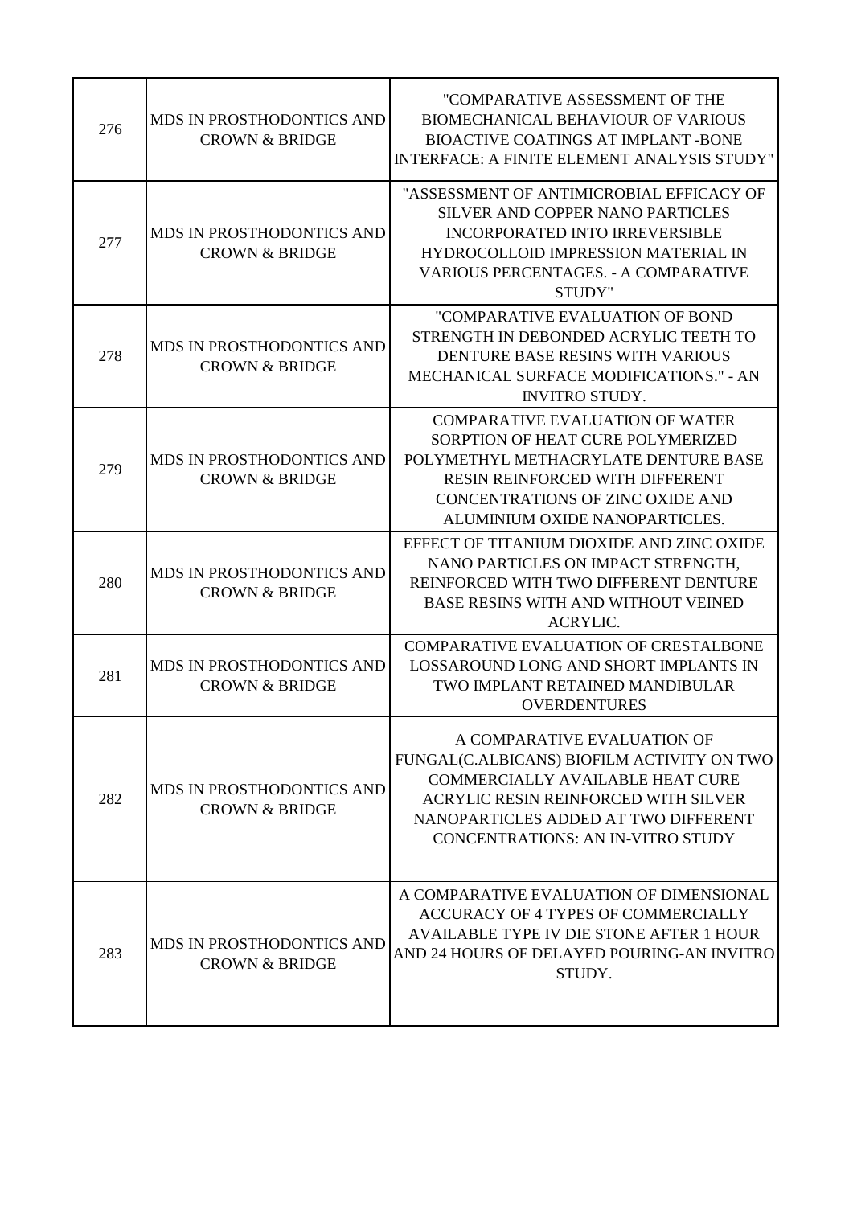| | | |
|---|---|---|
| 276 | MDS IN PROSTHODONTICS AND CROWN & BRIDGE | "COMPARATIVE ASSESSMENT OF THE BIOMECHANICAL BEHAVIOUR OF VARIOUS BIOACTIVE COATINGS AT IMPLANT -BONE INTERFACE: A FINITE ELEMENT ANALYSIS STUDY" |
| 277 | MDS IN PROSTHODONTICS AND CROWN & BRIDGE | "ASSESSMENT OF ANTIMICROBIAL EFFICACY OF SILVER AND COPPER NANO PARTICLES INCORPORATED INTO IRREVERSIBLE HYDROCOLLOID IMPRESSION MATERIAL IN VARIOUS PERCENTAGES. - A COMPARATIVE STUDY" |
| 278 | MDS IN PROSTHODONTICS AND CROWN & BRIDGE | "COMPARATIVE EVALUATION OF BOND STRENGTH IN DEBONDED ACRYLIC TEETH TO DENTURE BASE RESINS WITH VARIOUS MECHANICAL SURFACE MODIFICATIONS." - AN INVITRO STUDY. |
| 279 | MDS IN PROSTHODONTICS AND CROWN & BRIDGE | COMPARATIVE EVALUATION OF WATER SORPTION OF HEAT CURE POLYMERIZED POLYMETHYL METHACRYLATE DENTURE BASE RESIN REINFORCED WITH DIFFERENT CONCENTRATIONS OF ZINC OXIDE AND ALUMINIUM OXIDE NANOPARTICLES. |
| 280 | MDS IN PROSTHODONTICS AND CROWN & BRIDGE | EFFECT OF TITANIUM DIOXIDE AND ZINC OXIDE NANO PARTICLES ON IMPACT STRENGTH, REINFORCED WITH TWO DIFFERENT DENTURE BASE RESINS WITH AND WITHOUT VEINED ACRYLIC. |
| 281 | MDS IN PROSTHODONTICS AND CROWN & BRIDGE | COMPARATIVE EVALUATION OF CRESTALBONE LOSSAROUND LONG AND SHORT IMPLANTS IN TWO IMPLANT RETAINED MANDIBULAR OVERDENTURES |
| 282 | MDS IN PROSTHODONTICS AND CROWN & BRIDGE | A COMPARATIVE EVALUATION OF FUNGAL(C.ALBICANS) BIOFILM ACTIVITY ON TWO COMMERCIALLY AVAILABLE HEAT CURE ACRYLIC RESIN REINFORCED WITH SILVER NANOPARTICLES ADDED AT TWO DIFFERENT CONCENTRATIONS: AN IN-VITRO STUDY |
| 283 | MDS IN PROSTHODONTICS AND CROWN & BRIDGE | A COMPARATIVE EVALUATION OF DIMENSIONAL ACCURACY OF 4 TYPES OF COMMERCIALLY AVAILABLE TYPE IV DIE STONE AFTER 1 HOUR AND 24 HOURS OF DELAYED POURING-AN INVITRO STUDY. |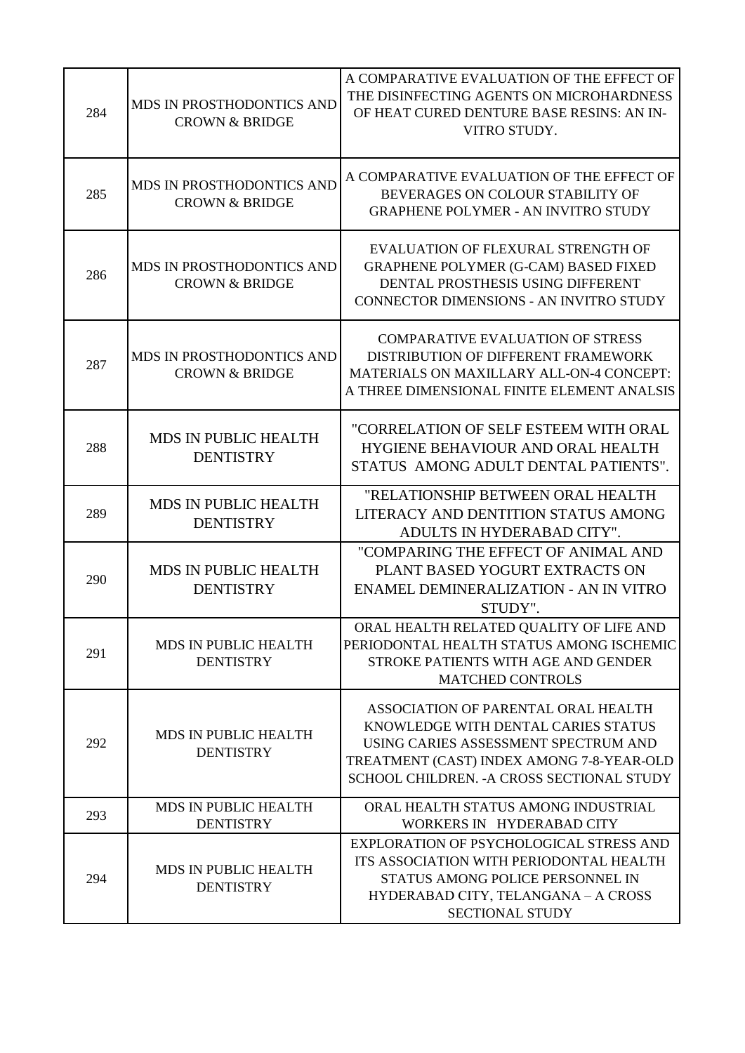| 284 | MDS IN PROSTHODONTICS AND CROWN & BRIDGE | A COMPARATIVE EVALUATION OF THE EFFECT OF THE DISINFECTING AGENTS ON MICROHARDNESS OF HEAT CURED DENTURE BASE RESINS: AN IN-VITRO STUDY. |
|---|---|---|
| 285 | MDS IN PROSTHODONTICS AND CROWN & BRIDGE | A COMPARATIVE EVALUATION OF THE EFFECT OF BEVERAGES ON COLOUR STABILITY OF GRAPHENE POLYMER - AN INVITRO STUDY |
| 286 | MDS IN PROSTHODONTICS AND CROWN & BRIDGE | EVALUATION OF FLEXURAL STRENGTH OF GRAPHENE POLYMER (G-CAM) BASED FIXED DENTAL PROSTHESIS USING DIFFERENT CONNECTOR DIMENSIONS - AN INVITRO STUDY |
| 287 | MDS IN PROSTHODONTICS AND CROWN & BRIDGE | COMPARATIVE EVALUATION OF STRESS DISTRIBUTION OF DIFFERENT FRAMEWORK MATERIALS ON MAXILLARY ALL-ON-4 CONCEPT: A THREE DIMENSIONAL FINITE ELEMENT ANALSIS |
| 288 | MDS IN PUBLIC HEALTH DENTISTRY | "CORRELATION OF SELF ESTEEM WITH ORAL HYGIENE BEHAVIOUR AND ORAL HEALTH STATUS AMONG ADULT DENTAL PATIENTS". |
| 289 | MDS IN PUBLIC HEALTH DENTISTRY | "RELATIONSHIP BETWEEN ORAL HEALTH LITERACY AND DENTITION STATUS AMONG ADULTS IN HYDERABAD CITY". |
| 290 | MDS IN PUBLIC HEALTH DENTISTRY | "COMPARING THE EFFECT OF ANIMAL AND PLANT BASED YOGURT EXTRACTS ON ENAMEL DEMINERALIZATION - AN IN VITRO STUDY". |
| 291 | MDS IN PUBLIC HEALTH DENTISTRY | ORAL HEALTH RELATED QUALITY OF LIFE AND PERIODONTAL HEALTH STATUS AMONG ISCHEMIC STROKE PATIENTS WITH AGE AND GENDER MATCHED CONTROLS |
| 292 | MDS IN PUBLIC HEALTH DENTISTRY | ASSOCIATION OF PARENTAL ORAL HEALTH KNOWLEDGE WITH DENTAL CARIES STATUS USING CARIES ASSESSMENT SPECTRUM AND TREATMENT (CAST) INDEX AMONG 7-8-YEAR-OLD SCHOOL CHILDREN. -A CROSS SECTIONAL STUDY |
| 293 | MDS IN PUBLIC HEALTH DENTISTRY | ORAL HEALTH STATUS AMONG INDUSTRIAL WORKERS IN HYDERABAD CITY |
| 294 | MDS IN PUBLIC HEALTH DENTISTRY | EXPLORATION OF PSYCHOLOGICAL STRESS AND ITS ASSOCIATION WITH PERIODONTAL HEALTH STATUS AMONG POLICE PERSONNEL IN HYDERABAD CITY, TELANGANA – A CROSS SECTIONAL STUDY |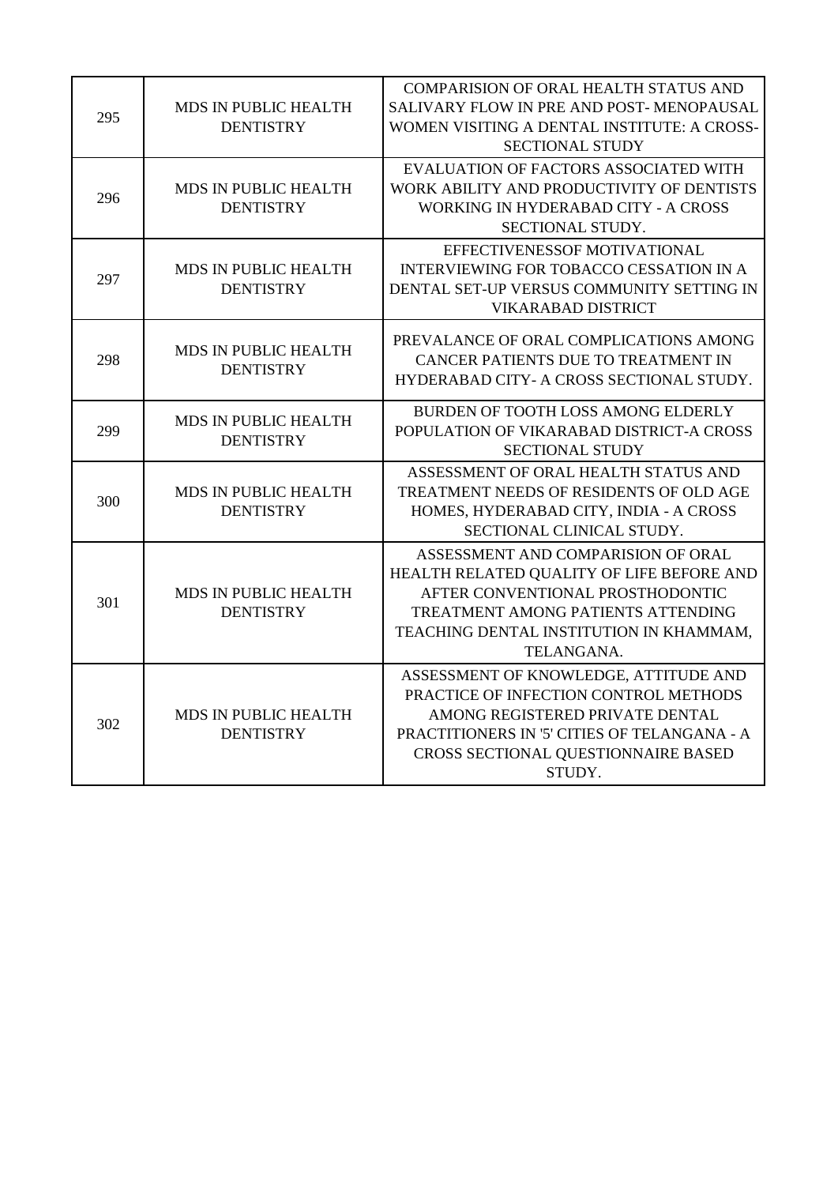| | | |
|---|---|---|
| 295 | MDS IN PUBLIC HEALTH DENTISTRY | COMPARISION OF ORAL HEALTH STATUS AND SALIVARY FLOW IN PRE AND POST- MENOPAUSAL WOMEN VISITING A DENTAL INSTITUTE: A CROSS-SECTIONAL STUDY |
| 296 | MDS IN PUBLIC HEALTH DENTISTRY | EVALUATION OF FACTORS ASSOCIATED WITH WORK ABILITY AND PRODUCTIVITY OF DENTISTS WORKING IN HYDERABAD CITY - A CROSS SECTIONAL STUDY. |
| 297 | MDS IN PUBLIC HEALTH DENTISTRY | EFFECTIVENESSOF MOTIVATIONAL INTERVIEWING FOR TOBACCO CESSATION IN A DENTAL SET-UP VERSUS COMMUNITY SETTING IN VIKARABAD DISTRICT |
| 298 | MDS IN PUBLIC HEALTH DENTISTRY | PREVALANCE OF ORAL COMPLICATIONS AMONG CANCER PATIENTS DUE TO TREATMENT IN HYDERABAD CITY- A CROSS SECTIONAL STUDY. |
| 299 | MDS IN PUBLIC HEALTH DENTISTRY | BURDEN OF TOOTH LOSS AMONG ELDERLY POPULATION OF VIKARABAD DISTRICT-A CROSS SECTIONAL STUDY |
| 300 | MDS IN PUBLIC HEALTH DENTISTRY | ASSESSMENT OF ORAL HEALTH STATUS AND TREATMENT NEEDS OF RESIDENTS OF OLD AGE HOMES, HYDERABAD CITY, INDIA - A CROSS SECTIONAL CLINICAL STUDY. |
| 301 | MDS IN PUBLIC HEALTH DENTISTRY | ASSESSMENT AND COMPARISION OF ORAL HEALTH RELATED QUALITY OF LIFE BEFORE AND AFTER CONVENTIONAL PROSTHODONTIC TREATMENT AMONG PATIENTS ATTENDING TEACHING DENTAL INSTITUTION IN KHAMMAM, TELANGANA. |
| 302 | MDS IN PUBLIC HEALTH DENTISTRY | ASSESSMENT OF KNOWLEDGE, ATTITUDE AND PRACTICE OF INFECTION CONTROL METHODS AMONG REGISTERED PRIVATE DENTAL PRACTITIONERS IN '5' CITIES OF TELANGANA - A CROSS SECTIONAL QUESTIONNAIRE BASED STUDY. |